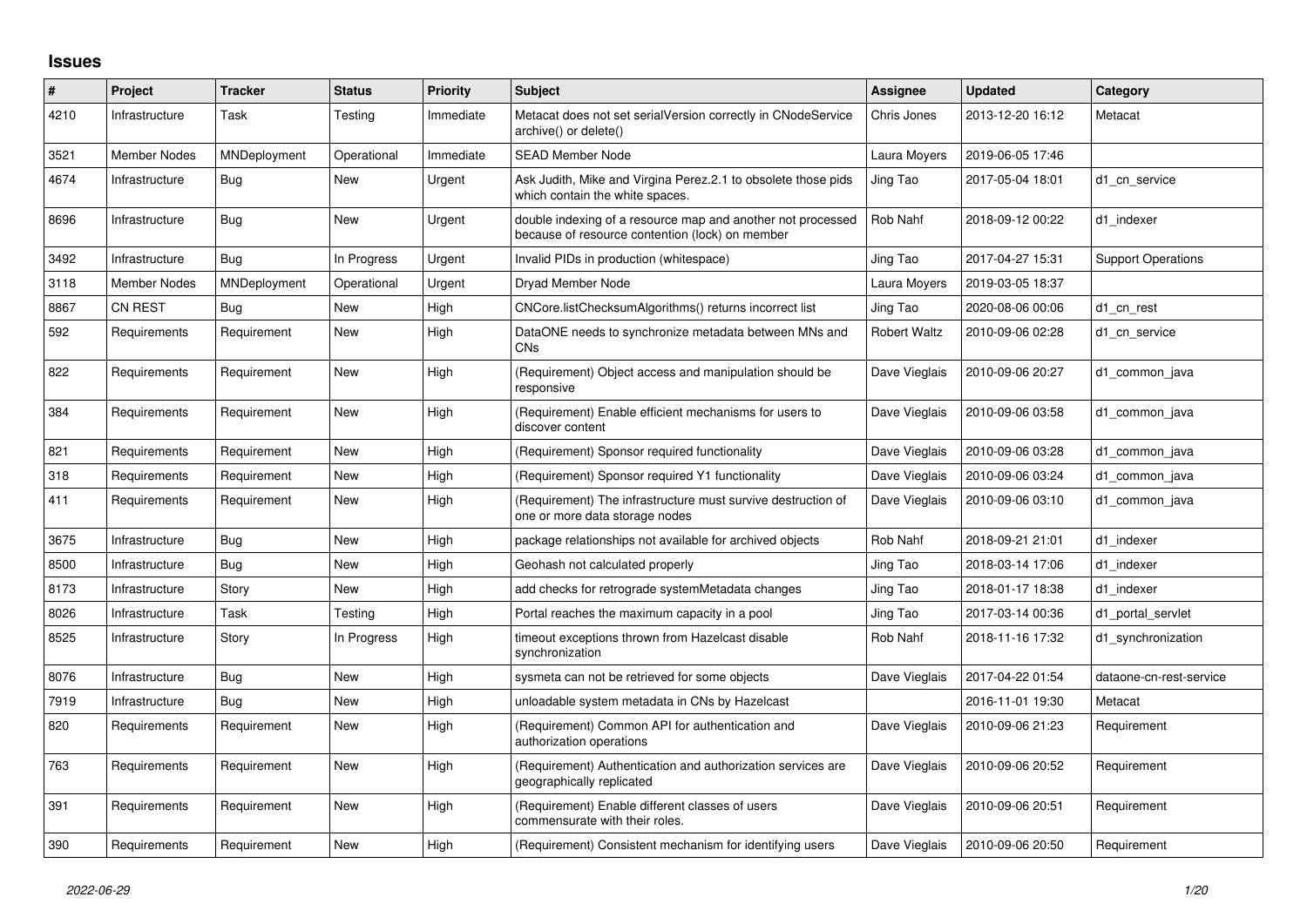# Issues

| # | Project | Tracker | Status | Priority | Subject | Assignee | Updated | Category |
|---|---|---|---|---|---|---|---|---|
| 4210 | Infrastructure | Task | Testing | Immediate | Metacat does not set serialVersion correctly in CNodeService archive() or delete() | Chris Jones | 2013-12-20 16:12 | Metacat |
| 3521 | Member Nodes | MNDeployment | Operational | Immediate | SEAD Member Node | Laura Moyers | 2019-06-05 17:46 | |
| 4674 | Infrastructure | Bug | New | Urgent | Ask Judith, Mike and Virgina Perez.2.1 to obsolete those pids which contain the white spaces. | Jing Tao | 2017-05-04 18:01 | d1_cn_service |
| 8696 | Infrastructure | Bug | New | Urgent | double indexing of a resource map and another not processed because of resource contention (lock) on member | Rob Nahf | 2018-09-12 00:22 | d1_indexer |
| 3492 | Infrastructure | Bug | In Progress | Urgent | Invalid PIDs in production (whitespace) | Jing Tao | 2017-04-27 15:31 | Support Operations |
| 3118 | Member Nodes | MNDeployment | Operational | Urgent | Dryad Member Node | Laura Moyers | 2019-03-05 18:37 | |
| 8867 | CN REST | Bug | New | High | CNCore.listChecksumAlgorithms() returns incorrect list | Jing Tao | 2020-08-06 00:06 | d1_cn_rest |
| 592 | Requirements | Requirement | New | High | DataONE needs to synchronize metadata between MNs and CNs | Robert Waltz | 2010-09-06 02:28 | d1_cn_service |
| 822 | Requirements | Requirement | New | High | (Requirement) Object access and manipulation should be responsive | Dave Vieglais | 2010-09-06 20:27 | d1_common_java |
| 384 | Requirements | Requirement | New | High | (Requirement) Enable efficient mechanisms for users to discover content | Dave Vieglais | 2010-09-06 03:58 | d1_common_java |
| 821 | Requirements | Requirement | New | High | (Requirement) Sponsor required functionality | Dave Vieglais | 2010-09-06 03:28 | d1_common_java |
| 318 | Requirements | Requirement | New | High | (Requirement) Sponsor required Y1 functionality | Dave Vieglais | 2010-09-06 03:24 | d1_common_java |
| 411 | Requirements | Requirement | New | High | (Requirement) The infrastructure must survive destruction of one or more data storage nodes | Dave Vieglais | 2010-09-06 03:10 | d1_common_java |
| 3675 | Infrastructure | Bug | New | High | package relationships not available for archived objects | Rob Nahf | 2018-09-21 21:01 | d1_indexer |
| 8500 | Infrastructure | Bug | New | High | Geohash not calculated properly | Jing Tao | 2018-03-14 17:06 | d1_indexer |
| 8173 | Infrastructure | Story | New | High | add checks for retrograde systemMetadata changes | Jing Tao | 2018-01-17 18:38 | d1_indexer |
| 8026 | Infrastructure | Task | Testing | High | Portal reaches the maximum capacity in a pool | Jing Tao | 2017-03-14 00:36 | d1_portal_servlet |
| 8525 | Infrastructure | Story | In Progress | High | timeout exceptions thrown from Hazelcast disable synchronization | Rob Nahf | 2018-11-16 17:32 | d1_synchronization |
| 8076 | Infrastructure | Bug | New | High | sysmeta can not be retrieved for some objects | Dave Vieglais | 2017-04-22 01:54 | dataone-cn-rest-service |
| 7919 | Infrastructure | Bug | New | High | unloadable system metadata in CNs by Hazelcast | | 2016-11-01 19:30 | Metacat |
| 820 | Requirements | Requirement | New | High | (Requirement) Common API for authentication and authorization operations | Dave Vieglais | 2010-09-06 21:23 | Requirement |
| 763 | Requirements | Requirement | New | High | (Requirement) Authentication and authorization services are geographically replicated | Dave Vieglais | 2010-09-06 20:52 | Requirement |
| 391 | Requirements | Requirement | New | High | (Requirement) Enable different classes of users commensurate with their roles. | Dave Vieglais | 2010-09-06 20:51 | Requirement |
| 390 | Requirements | Requirement | New | High | (Requirement) Consistent mechanism for identifying users | Dave Vieglais | 2010-09-06 20:50 | Requirement |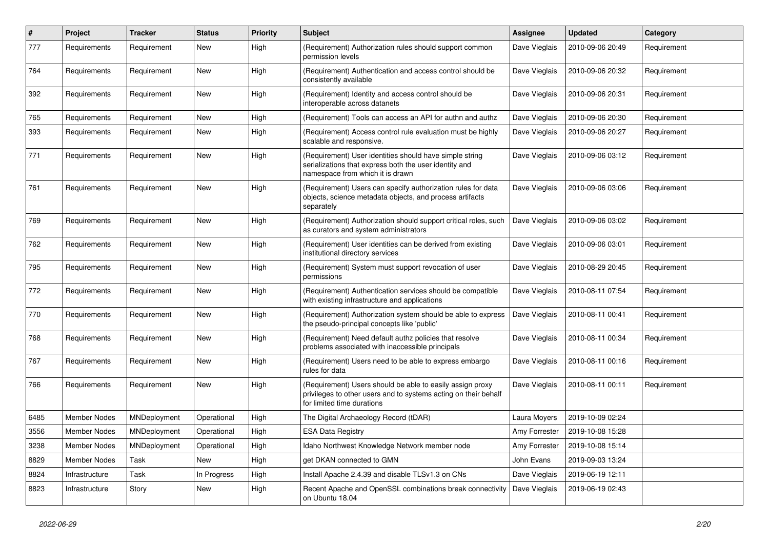| # | Project | Tracker | Status | Priority | Subject | Assignee | Updated | Category |
|---|---|---|---|---|---|---|---|---|
| 777 | Requirements | Requirement | New | High | (Requirement) Authorization rules should support common permission levels | Dave Vieglais | 2010-09-06 20:49 | Requirement |
| 764 | Requirements | Requirement | New | High | (Requirement) Authentication and access control should be consistently available | Dave Vieglais | 2010-09-06 20:32 | Requirement |
| 392 | Requirements | Requirement | New | High | (Requirement) Identity and access control should be interoperable across datanets | Dave Vieglais | 2010-09-06 20:31 | Requirement |
| 765 | Requirements | Requirement | New | High | (Requirement) Tools can access an API for authn and authz | Dave Vieglais | 2010-09-06 20:30 | Requirement |
| 393 | Requirements | Requirement | New | High | (Requirement) Access control rule evaluation must be highly scalable and responsive. | Dave Vieglais | 2010-09-06 20:27 | Requirement |
| 771 | Requirements | Requirement | New | High | (Requirement) User identities should have simple string serializations that express both the user identity and namespace from which it is drawn | Dave Vieglais | 2010-09-06 03:12 | Requirement |
| 761 | Requirements | Requirement | New | High | (Requirement) Users can specify authorization rules for data objects, science metadata objects, and process artifacts separately | Dave Vieglais | 2010-09-06 03:06 | Requirement |
| 769 | Requirements | Requirement | New | High | (Requirement) Authorization should support critical roles, such as curators and system administrators | Dave Vieglais | 2010-09-06 03:02 | Requirement |
| 762 | Requirements | Requirement | New | High | (Requirement) User identities can be derived from existing institutional directory services | Dave Vieglais | 2010-09-06 03:01 | Requirement |
| 795 | Requirements | Requirement | New | High | (Requirement) System must support revocation of user permissions | Dave Vieglais | 2010-08-29 20:45 | Requirement |
| 772 | Requirements | Requirement | New | High | (Requirement) Authentication services should be compatible with existing infrastructure and applications | Dave Vieglais | 2010-08-11 07:54 | Requirement |
| 770 | Requirements | Requirement | New | High | (Requirement) Authorization system should be able to express the pseudo-principal concepts like 'public' | Dave Vieglais | 2010-08-11 00:41 | Requirement |
| 768 | Requirements | Requirement | New | High | (Requirement) Need default authz policies that resolve problems associated with inaccessible principals | Dave Vieglais | 2010-08-11 00:34 | Requirement |
| 767 | Requirements | Requirement | New | High | (Requirement) Users need to be able to express embargo rules for data | Dave Vieglais | 2010-08-11 00:16 | Requirement |
| 766 | Requirements | Requirement | New | High | (Requirement) Users should be able to easily assign proxy privileges to other users and to systems acting on their behalf for limited time durations | Dave Vieglais | 2010-08-11 00:11 | Requirement |
| 6485 | Member Nodes | MNDeployment | Operational | High | The Digital Archaeology Record (tDAR) | Laura Moyers | 2019-10-09 02:24 | |
| 3556 | Member Nodes | MNDeployment | Operational | High | ESA Data Registry | Amy Forrester | 2019-10-08 15:28 | |
| 3238 | Member Nodes | MNDeployment | Operational | High | Idaho Northwest Knowledge Network member node | Amy Forrester | 2019-10-08 15:14 | |
| 8829 | Member Nodes | Task | New | High | get DKAN connected to GMN | John Evans | 2019-09-03 13:24 | |
| 8824 | Infrastructure | Task | In Progress | High | Install Apache 2.4.39 and disable TLSv1.3 on CNs | Dave Vieglais | 2019-06-19 12:11 | |
| 8823 | Infrastructure | Story | New | High | Recent Apache and OpenSSL combinations break connectivity on Ubuntu 18.04 | Dave Vieglais | 2019-06-19 02:43 | |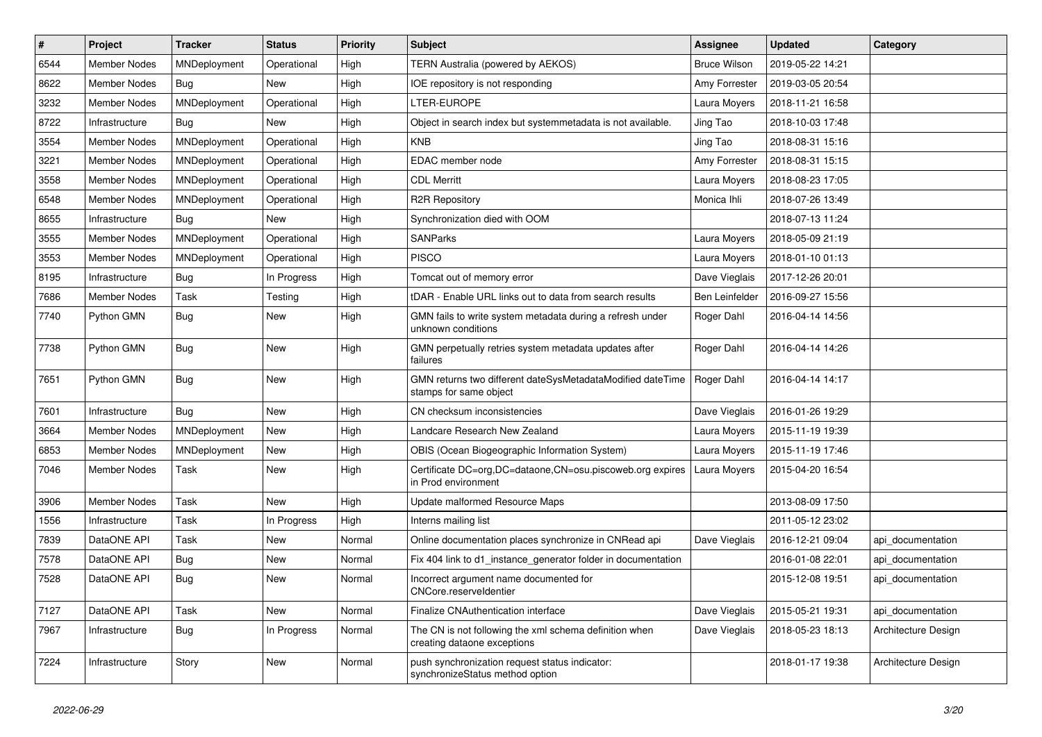| # | Project | Tracker | Status | Priority | Subject | Assignee | Updated | Category |
|---|---|---|---|---|---|---|---|---|
| 6544 | Member Nodes | MNDeployment | Operational | High | TERN Australia (powered by AEKOS) | Bruce Wilson | 2019-05-22 14:21 | |
| 8622 | Member Nodes | Bug | New | High | IOE repository is not responding | Amy Forrester | 2019-03-05 20:54 | |
| 3232 | Member Nodes | MNDeployment | Operational | High | LTER-EUROPE | Laura Moyers | 2018-11-21 16:58 | |
| 8722 | Infrastructure | Bug | New | High | Object in search index but systemmetadata is not available. | Jing Tao | 2018-10-03 17:48 | |
| 3554 | Member Nodes | MNDeployment | Operational | High | KNB | Jing Tao | 2018-08-31 15:16 | |
| 3221 | Member Nodes | MNDeployment | Operational | High | EDAC member node | Amy Forrester | 2018-08-31 15:15 | |
| 3558 | Member Nodes | MNDeployment | Operational | High | CDL Merritt | Laura Moyers | 2018-08-23 17:05 | |
| 6548 | Member Nodes | MNDeployment | Operational | High | R2R Repository | Monica Ihli | 2018-07-26 13:49 | |
| 8655 | Infrastructure | Bug | New | High | Synchronization died with OOM | | 2018-07-13 11:24 | |
| 3555 | Member Nodes | MNDeployment | Operational | High | SANParks | Laura Moyers | 2018-05-09 21:19 | |
| 3553 | Member Nodes | MNDeployment | Operational | High | PISCO | Laura Moyers | 2018-01-10 01:13 | |
| 8195 | Infrastructure | Bug | In Progress | High | Tomcat out of memory error | Dave Vieglais | 2017-12-26 20:01 | |
| 7686 | Member Nodes | Task | Testing | High | tDAR - Enable URL links out to data from search results | Ben Leinfelder | 2016-09-27 15:56 | |
| 7740 | Python GMN | Bug | New | High | GMN fails to write system metadata during a refresh under unknown conditions | Roger Dahl | 2016-04-14 14:56 | |
| 7738 | Python GMN | Bug | New | High | GMN perpetually retries system metadata updates after failures | Roger Dahl | 2016-04-14 14:26 | |
| 7651 | Python GMN | Bug | New | High | GMN returns two different dateSysMetadataModified dateTime stamps for same object | Roger Dahl | 2016-04-14 14:17 | |
| 7601 | Infrastructure | Bug | New | High | CN checksum inconsistencies | Dave Vieglais | 2016-01-26 19:29 | |
| 3664 | Member Nodes | MNDeployment | New | High | Landcare Research New Zealand | Laura Moyers | 2015-11-19 19:39 | |
| 6853 | Member Nodes | MNDeployment | New | High | OBIS (Ocean Biogeographic Information System) | Laura Moyers | 2015-11-19 17:46 | |
| 7046 | Member Nodes | Task | New | High | Certificate DC=org,DC=dataone,CN=osu.piscoweb.org expires in Prod environment | Laura Moyers | 2015-04-20 16:54 | |
| 3906 | Member Nodes | Task | New | High | Update malformed Resource Maps | | 2013-08-09 17:50 | |
| 1556 | Infrastructure | Task | In Progress | High | Interns mailing list | | 2011-05-12 23:02 | |
| 7839 | DataONE API | Task | New | Normal | Online documentation places synchronize in CNRead api | Dave Vieglais | 2016-12-21 09:04 | api_documentation |
| 7578 | DataONE API | Bug | New | Normal | Fix 404 link to d1_instance_generator folder in documentation | | 2016-01-08 22:01 | api_documentation |
| 7528 | DataONE API | Bug | New | Normal | Incorrect argument name documented for CNCore.reserveIdentier | | 2015-12-08 19:51 | api_documentation |
| 7127 | DataONE API | Task | New | Normal | Finalize CNAuthentication interface | Dave Vieglais | 2015-05-21 19:31 | api_documentation |
| 7967 | Infrastructure | Bug | In Progress | Normal | The CN is not following the xml schema definition when creating dataone exceptions | Dave Vieglais | 2018-05-23 18:13 | Architecture Design |
| 7224 | Infrastructure | Story | New | Normal | push synchronization request status indicator: synchronizeStatus method option | | 2018-01-17 19:38 | Architecture Design |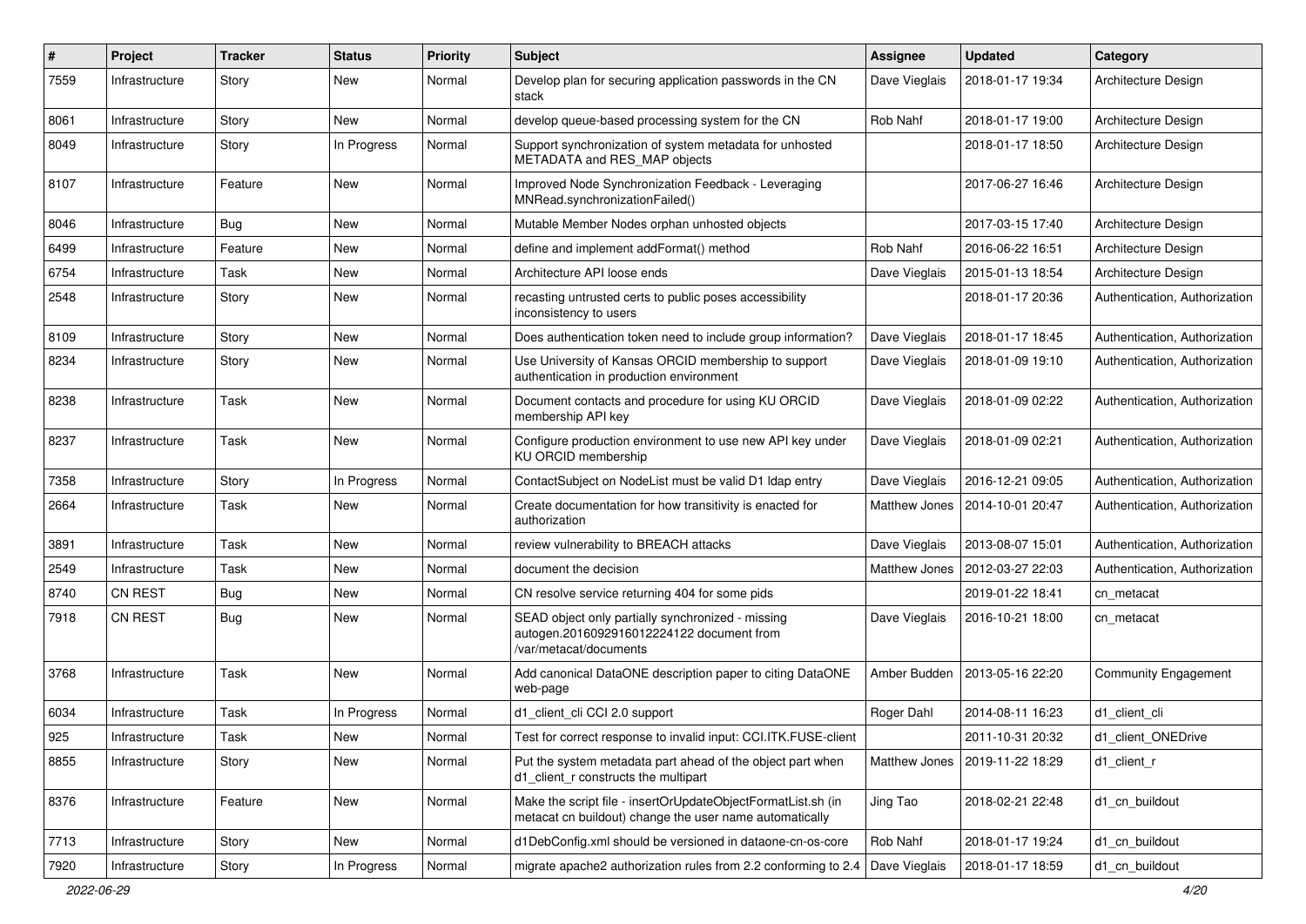| # | Project | Tracker | Status | Priority | Subject | Assignee | Updated | Category |
|---|---|---|---|---|---|---|---|---|
| 7559 | Infrastructure | Story | New | Normal | Develop plan for securing application passwords in the CN stack | Dave Vieglais | 2018-01-17 19:34 | Architecture Design |
| 8061 | Infrastructure | Story | New | Normal | develop queue-based processing system for the CN | Rob Nahf | 2018-01-17 19:00 | Architecture Design |
| 8049 | Infrastructure | Story | In Progress | Normal | Support synchronization of system metadata for unhosted METADATA and RES_MAP objects | | 2018-01-17 18:50 | Architecture Design |
| 8107 | Infrastructure | Feature | New | Normal | Improved Node Synchronization Feedback - Leveraging MNRead.synchronizationFailed() | | 2017-06-27 16:46 | Architecture Design |
| 8046 | Infrastructure | Bug | New | Normal | Mutable Member Nodes orphan unhosted objects | | 2017-03-15 17:40 | Architecture Design |
| 6499 | Infrastructure | Feature | New | Normal | define and implement addFormat() method | Rob Nahf | 2016-06-22 16:51 | Architecture Design |
| 6754 | Infrastructure | Task | New | Normal | Architecture API loose ends | Dave Vieglais | 2015-01-13 18:54 | Architecture Design |
| 2548 | Infrastructure | Story | New | Normal | recasting untrusted certs to public poses accessibility inconsistency to users | | 2018-01-17 20:36 | Authentication, Authorization |
| 8109 | Infrastructure | Story | New | Normal | Does authentication token need to include group information? | Dave Vieglais | 2018-01-17 18:45 | Authentication, Authorization |
| 8234 | Infrastructure | Story | New | Normal | Use University of Kansas ORCID membership to support authentication in production environment | Dave Vieglais | 2018-01-09 19:10 | Authentication, Authorization |
| 8238 | Infrastructure | Task | New | Normal | Document contacts and procedure for using KU ORCID membership API key | Dave Vieglais | 2018-01-09 02:22 | Authentication, Authorization |
| 8237 | Infrastructure | Task | New | Normal | Configure production environment to use new API key under KU ORCID membership | Dave Vieglais | 2018-01-09 02:21 | Authentication, Authorization |
| 7358 | Infrastructure | Story | In Progress | Normal | ContactSubject on NodeList must be valid D1 ldap entry | Dave Vieglais | 2016-12-21 09:05 | Authentication, Authorization |
| 2664 | Infrastructure | Task | New | Normal | Create documentation for how transitivity is enacted for authorization | Matthew Jones | 2014-10-01 20:47 | Authentication, Authorization |
| 3891 | Infrastructure | Task | New | Normal | review vulnerability to BREACH attacks | Dave Vieglais | 2013-08-07 15:01 | Authentication, Authorization |
| 2549 | Infrastructure | Task | New | Normal | document the decision | Matthew Jones | 2012-03-27 22:03 | Authentication, Authorization |
| 8740 | CN REST | Bug | New | Normal | CN resolve service returning 404 for some pids | | 2019-01-22 18:41 | cn_metacat |
| 7918 | CN REST | Bug | New | Normal | SEAD object only partially synchronized - missing autogen.2016092916012224122 document from /var/metacat/documents | Dave Vieglais | 2016-10-21 18:00 | cn_metacat |
| 3768 | Infrastructure | Task | New | Normal | Add canonical DataONE description paper to citing DataONE web-page | Amber Budden | 2013-05-16 22:20 | Community Engagement |
| 6034 | Infrastructure | Task | In Progress | Normal | d1_client_cli CCI 2.0 support | Roger Dahl | 2014-08-11 16:23 | d1_client_cli |
| 925 | Infrastructure | Task | New | Normal | Test for correct response to invalid input: CCI.ITK.FUSE-client | | 2011-10-31 20:32 | d1_client_ONEDrive |
| 8855 | Infrastructure | Story | New | Normal | Put the system metadata part ahead of the object part when d1_client_r constructs the multipart | Matthew Jones | 2019-11-22 18:29 | d1_client_r |
| 8376 | Infrastructure | Feature | New | Normal | Make the script file - insertOrUpdateObjectFormatList.sh (in metacat cn buildout) change the user name automatically | Jing Tao | 2018-02-21 22:48 | d1_cn_buildout |
| 7713 | Infrastructure | Story | New | Normal | d1DebConfig.xml should be versioned in dataone-cn-os-core | Rob Nahf | 2018-01-17 19:24 | d1_cn_buildout |
| 7920 | Infrastructure | Story | In Progress | Normal | migrate apache2 authorization rules from 2.2 conforming to 2.4 | Dave Vieglais | 2018-01-17 18:59 | d1_cn_buildout |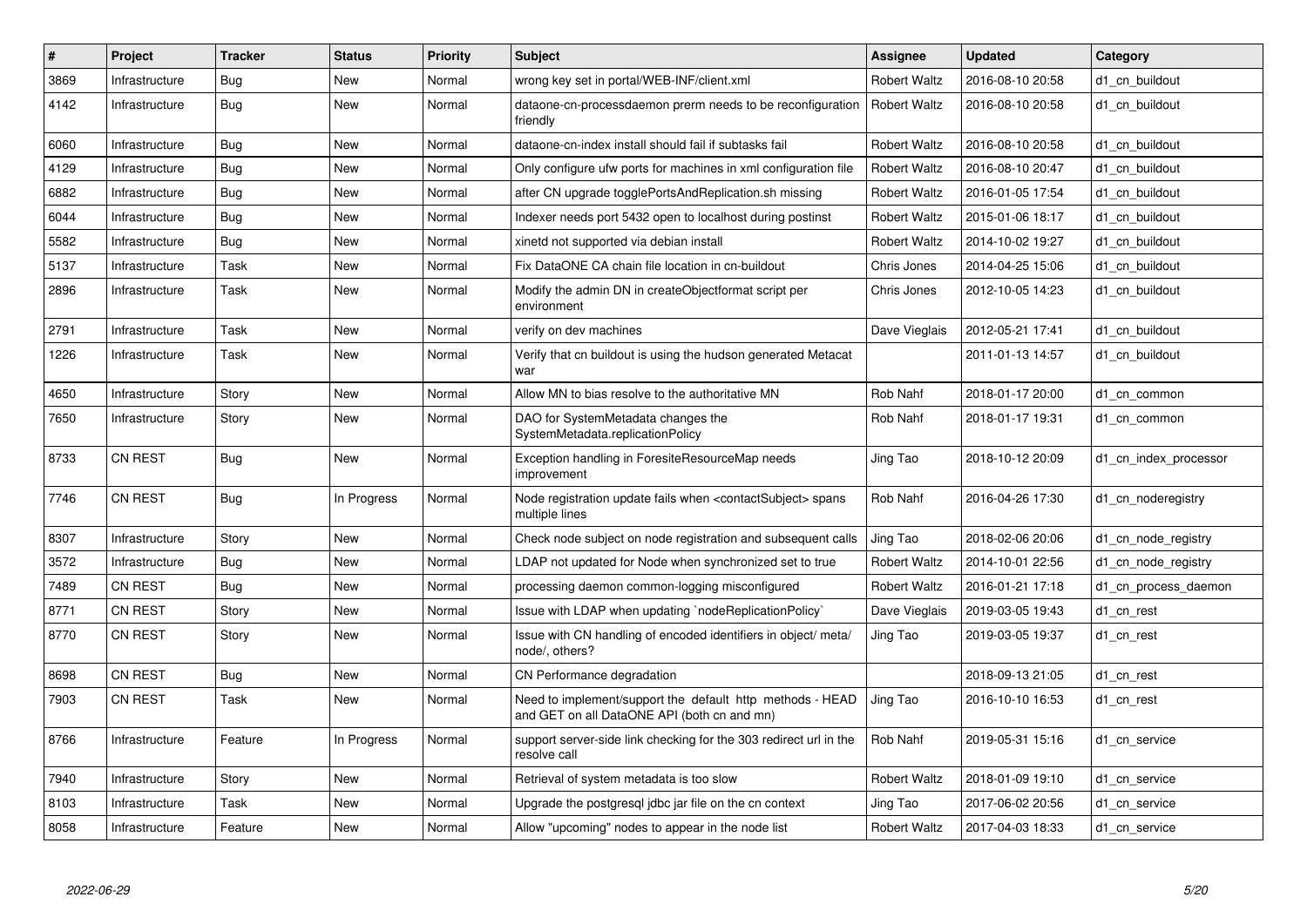| # | Project | Tracker | Status | Priority | Subject | Assignee | Updated | Category |
|---|---|---|---|---|---|---|---|---|
| 3869 | Infrastructure | Bug | New | Normal | wrong key set in portal/WEB-INF/client.xml | Robert Waltz | 2016-08-10 20:58 | d1_cn_buildout |
| 4142 | Infrastructure | Bug | New | Normal | dataone-cn-processdaemon prerm needs to be reconfiguration friendly | Robert Waltz | 2016-08-10 20:58 | d1_cn_buildout |
| 6060 | Infrastructure | Bug | New | Normal | dataone-cn-index install should fail if subtasks fail | Robert Waltz | 2016-08-10 20:58 | d1_cn_buildout |
| 4129 | Infrastructure | Bug | New | Normal | Only configure ufw ports for machines in xml configuration file | Robert Waltz | 2016-08-10 20:47 | d1_cn_buildout |
| 6882 | Infrastructure | Bug | New | Normal | after CN upgrade togglePortsAndReplication.sh missing | Robert Waltz | 2016-01-05 17:54 | d1_cn_buildout |
| 6044 | Infrastructure | Bug | New | Normal | Indexer needs port 5432 open to localhost during postinst | Robert Waltz | 2015-01-06 18:17 | d1_cn_buildout |
| 5582 | Infrastructure | Bug | New | Normal | xinetd not supported via debian install | Robert Waltz | 2014-10-02 19:27 | d1_cn_buildout |
| 5137 | Infrastructure | Task | New | Normal | Fix DataONE CA chain file location in cn-buildout | Chris Jones | 2014-04-25 15:06 | d1_cn_buildout |
| 2896 | Infrastructure | Task | New | Normal | Modify the admin DN in createObjectformat script per environment | Chris Jones | 2012-10-05 14:23 | d1_cn_buildout |
| 2791 | Infrastructure | Task | New | Normal | verify on dev machines | Dave Vieglais | 2012-05-21 17:41 | d1_cn_buildout |
| 1226 | Infrastructure | Task | New | Normal | Verify that cn buildout is using the hudson generated Metacat war | | 2011-01-13 14:57 | d1_cn_buildout |
| 4650 | Infrastructure | Story | New | Normal | Allow MN to bias resolve to the authoritative MN | Rob Nahf | 2018-01-17 20:00 | d1_cn_common |
| 7650 | Infrastructure | Story | New | Normal | DAO for SystemMetadata changes the SystemMetadata.replicationPolicy | Rob Nahf | 2018-01-17 19:31 | d1_cn_common |
| 8733 | CN REST | Bug | New | Normal | Exception handling in ForesiteResourceMap needs improvement | Jing Tao | 2018-10-12 20:09 | d1_cn_index_processor |
| 7746 | CN REST | Bug | In Progress | Normal | Node registration update fails when <contactSubject> spans multiple lines | Rob Nahf | 2016-04-26 17:30 | d1_cn_noderegistry |
| 8307 | Infrastructure | Story | New | Normal | Check node subject on node registration and subsequent calls | Jing Tao | 2018-02-06 20:06 | d1_cn_node_registry |
| 3572 | Infrastructure | Bug | New | Normal | LDAP not updated for Node when synchronized set to true | Robert Waltz | 2014-10-01 22:56 | d1_cn_node_registry |
| 7489 | CN REST | Bug | New | Normal | processing daemon common-logging misconfigured | Robert Waltz | 2016-01-21 17:18 | d1_cn_process_daemon |
| 8771 | CN REST | Story | New | Normal | Issue with LDAP when updating `nodeReplicationPolicy` | Dave Vieglais | 2019-03-05 19:43 | d1_cn_rest |
| 8770 | CN REST | Story | New | Normal | Issue with CN handling of encoded identifiers in object/ meta/ node/, others? | Jing Tao | 2019-03-05 19:37 | d1_cn_rest |
| 8698 | CN REST | Bug | New | Normal | CN Performance degradation | | 2018-09-13 21:05 | d1_cn_rest |
| 7903 | CN REST | Task | New | Normal | Need to implement/support the default http methods - HEAD and GET on all DataONE API (both cn and mn) | Jing Tao | 2016-10-10 16:53 | d1_cn_rest |
| 8766 | Infrastructure | Feature | In Progress | Normal | support server-side link checking for the 303 redirect url in the resolve call | Rob Nahf | 2019-05-31 15:16 | d1_cn_service |
| 7940 | Infrastructure | Story | New | Normal | Retrieval of system metadata is too slow | Robert Waltz | 2018-01-09 19:10 | d1_cn_service |
| 8103 | Infrastructure | Task | New | Normal | Upgrade the postgresql jdbc jar file on the cn context | Jing Tao | 2017-06-02 20:56 | d1_cn_service |
| 8058 | Infrastructure | Feature | New | Normal | Allow "upcoming" nodes to appear in the node list | Robert Waltz | 2017-04-03 18:33 | d1_cn_service |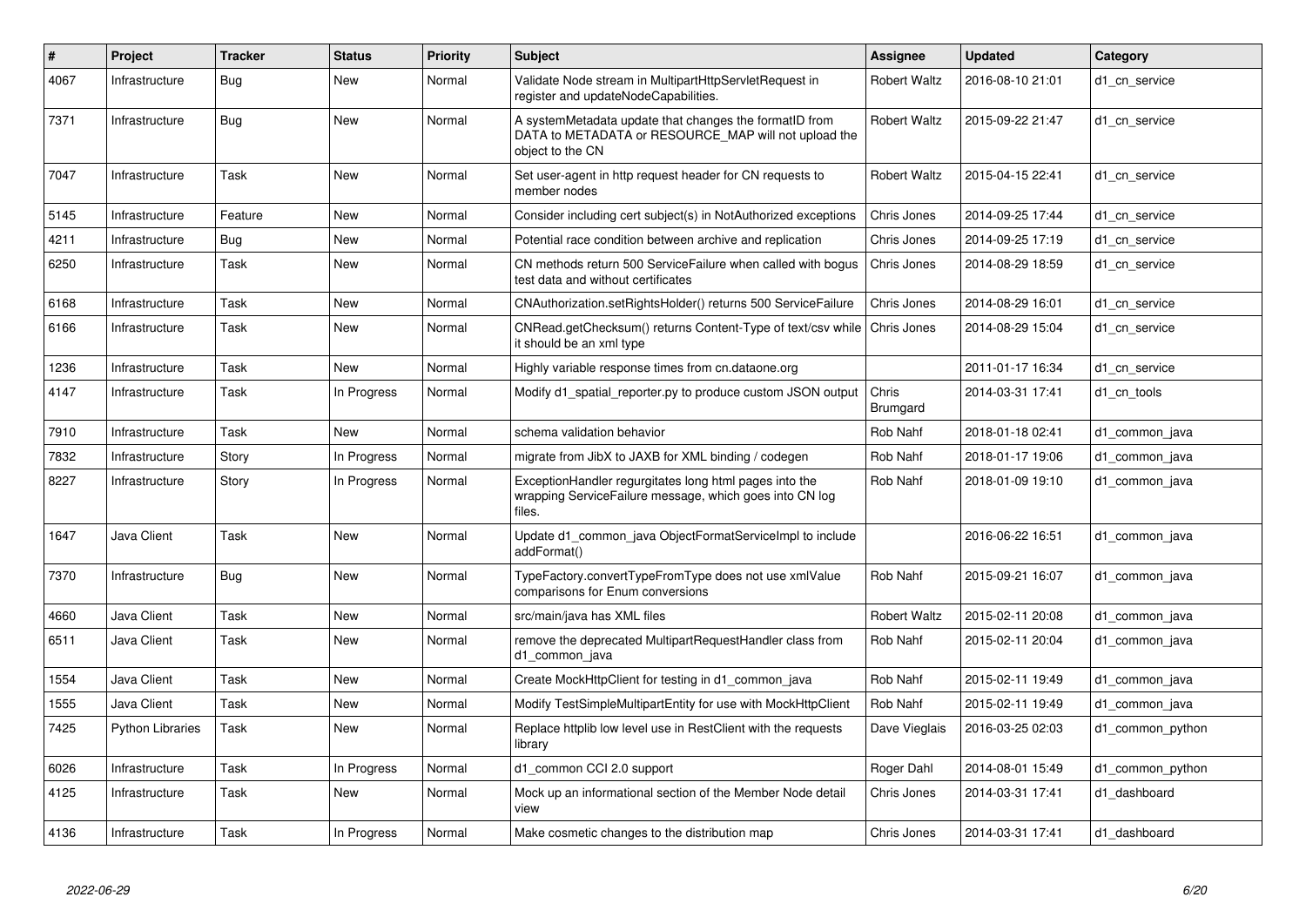| # | Project | Tracker | Status | Priority | Subject | Assignee | Updated | Category |
|---|---|---|---|---|---|---|---|---|
| 4067 | Infrastructure | Bug | New | Normal | Validate Node stream in MultipartHttpServletRequest in register and updateNodeCapabilities. | Robert Waltz | 2016-08-10 21:01 | d1_cn_service |
| 7371 | Infrastructure | Bug | New | Normal | A systemMetadata update that changes the formatID from DATA to METADATA or RESOURCE_MAP will not upload the object to the CN | Robert Waltz | 2015-09-22 21:47 | d1_cn_service |
| 7047 | Infrastructure | Task | New | Normal | Set user-agent in http request header for CN requests to member nodes | Robert Waltz | 2015-04-15 22:41 | d1_cn_service |
| 5145 | Infrastructure | Feature | New | Normal | Consider including cert subject(s) in NotAuthorized exceptions | Chris Jones | 2014-09-25 17:44 | d1_cn_service |
| 4211 | Infrastructure | Bug | New | Normal | Potential race condition between archive and replication | Chris Jones | 2014-09-25 17:19 | d1_cn_service |
| 6250 | Infrastructure | Task | New | Normal | CN methods return 500 ServiceFailure when called with bogus test data and without certificates | Chris Jones | 2014-08-29 18:59 | d1_cn_service |
| 6168 | Infrastructure | Task | New | Normal | CNAuthorization.setRightsHolder() returns 500 ServiceFailure | Chris Jones | 2014-08-29 16:01 | d1_cn_service |
| 6166 | Infrastructure | Task | New | Normal | CNRead.getChecksum() returns Content-Type of text/csv while it should be an xml type | Chris Jones | 2014-08-29 15:04 | d1_cn_service |
| 1236 | Infrastructure | Task | New | Normal | Highly variable response times from cn.dataone.org | | 2011-01-17 16:34 | d1_cn_service |
| 4147 | Infrastructure | Task | In Progress | Normal | Modify d1_spatial_reporter.py to produce custom JSON output | Chris Brumgard | 2014-03-31 17:41 | d1_cn_tools |
| 7910 | Infrastructure | Task | New | Normal | schema validation behavior | Rob Nahf | 2018-01-18 02:41 | d1_common_java |
| 7832 | Infrastructure | Story | In Progress | Normal | migrate from JibX to JAXB for XML binding / codegen | Rob Nahf | 2018-01-17 19:06 | d1_common_java |
| 8227 | Infrastructure | Story | In Progress | Normal | ExceptionHandler regurgitates long html pages into the wrapping ServiceFailure message, which goes into CN log files. | Rob Nahf | 2018-01-09 19:10 | d1_common_java |
| 1647 | Java Client | Task | New | Normal | Update d1_common_java ObjectFormatServiceImpl to include addFormat() | | 2016-06-22 16:51 | d1_common_java |
| 7370 | Infrastructure | Bug | New | Normal | TypeFactory.convertTypeFromType does not use xmlValue comparisons for Enum conversions | Rob Nahf | 2015-09-21 16:07 | d1_common_java |
| 4660 | Java Client | Task | New | Normal | src/main/java has XML files | Robert Waltz | 2015-02-11 20:08 | d1_common_java |
| 6511 | Java Client | Task | New | Normal | remove the deprecated MultipartRequestHandler class from d1_common_java | Rob Nahf | 2015-02-11 20:04 | d1_common_java |
| 1554 | Java Client | Task | New | Normal | Create MockHttpClient for testing in d1_common_java | Rob Nahf | 2015-02-11 19:49 | d1_common_java |
| 1555 | Java Client | Task | New | Normal | Modify TestSimpleMultipartEntity for use with MockHttpClient | Rob Nahf | 2015-02-11 19:49 | d1_common_java |
| 7425 | Python Libraries | Task | New | Normal | Replace httplib low level use in RestClient with the requests library | Dave Vieglais | 2016-03-25 02:03 | d1_common_python |
| 6026 | Infrastructure | Task | In Progress | Normal | d1_common CCI 2.0 support | Roger Dahl | 2014-08-01 15:49 | d1_common_python |
| 4125 | Infrastructure | Task | New | Normal | Mock up an informational section of the Member Node detail view | Chris Jones | 2014-03-31 17:41 | d1_dashboard |
| 4136 | Infrastructure | Task | In Progress | Normal | Make cosmetic changes to the distribution map | Chris Jones | 2014-03-31 17:41 | d1_dashboard |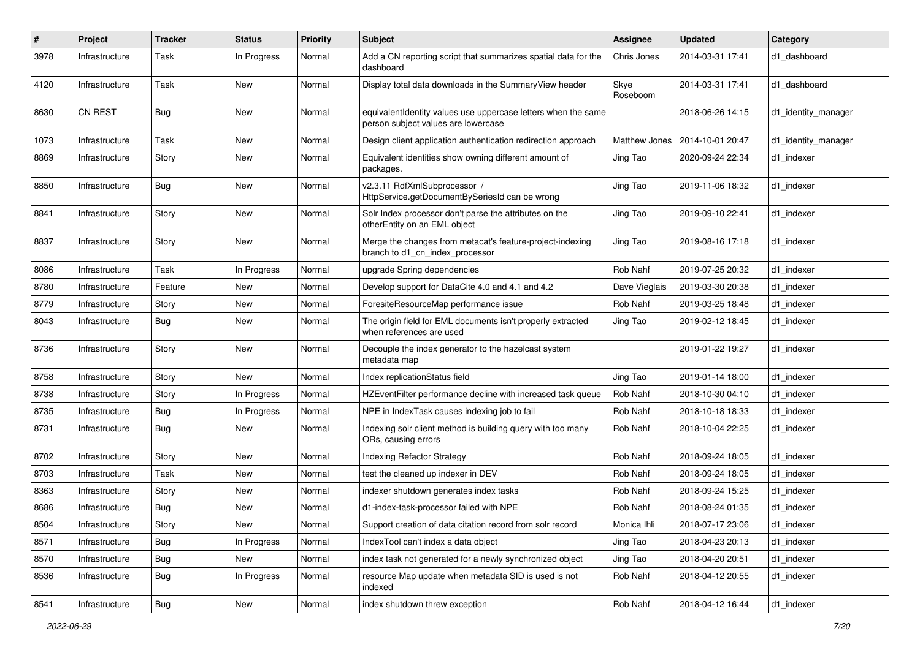| # | Project | Tracker | Status | Priority | Subject | Assignee | Updated | Category |
|---|---|---|---|---|---|---|---|---|
| 3978 | Infrastructure | Task | In Progress | Normal | Add a CN reporting script that summarizes spatial data for the dashboard | Chris Jones | 2014-03-31 17:41 | d1_dashboard |
| 4120 | Infrastructure | Task | New | Normal | Display total data downloads in the SummaryView header | Skye Roseboom | 2014-03-31 17:41 | d1_dashboard |
| 8630 | CN REST | Bug | New | Normal | equivalentIdentity values use uppercase letters when the same person subject values are lowercase | | 2018-06-26 14:15 | d1_identity_manager |
| 1073 | Infrastructure | Task | New | Normal | Design client application authentication redirection approach | Matthew Jones | 2014-10-01 20:47 | d1_identity_manager |
| 8869 | Infrastructure | Story | New | Normal | Equivalent identities show owning different amount of packages. | Jing Tao | 2020-09-24 22:34 | d1_indexer |
| 8850 | Infrastructure | Bug | New | Normal | v2.3.11 RdfXmlSubprocessor / HttpService.getDocumentBySeriesId can be wrong | Jing Tao | 2019-11-06 18:32 | d1_indexer |
| 8841 | Infrastructure | Story | New | Normal | Solr Index processor don't parse the attributes on the otherEntity on an EML object | Jing Tao | 2019-09-10 22:41 | d1_indexer |
| 8837 | Infrastructure | Story | New | Normal | Merge the changes from metacat's feature-project-indexing branch to d1_cn_index_processor | Jing Tao | 2019-08-16 17:18 | d1_indexer |
| 8086 | Infrastructure | Task | In Progress | Normal | upgrade Spring dependencies | Rob Nahf | 2019-07-25 20:32 | d1_indexer |
| 8780 | Infrastructure | Feature | New | Normal | Develop support for DataCite 4.0 and 4.1 and 4.2 | Dave Vieglais | 2019-03-30 20:38 | d1_indexer |
| 8779 | Infrastructure | Story | New | Normal | ForesiteResourceMap performance issue | Rob Nahf | 2019-03-25 18:48 | d1_indexer |
| 8043 | Infrastructure | Bug | New | Normal | The origin field for EML documents isn't properly extracted when references are used | Jing Tao | 2019-02-12 18:45 | d1_indexer |
| 8736 | Infrastructure | Story | New | Normal | Decouple the index generator to the hazelcast system metadata map | | 2019-01-22 19:27 | d1_indexer |
| 8758 | Infrastructure | Story | New | Normal | Index replicationStatus field | Jing Tao | 2019-01-14 18:00 | d1_indexer |
| 8738 | Infrastructure | Story | In Progress | Normal | HZEventFilter performance decline with increased task queue | Rob Nahf | 2018-10-30 04:10 | d1_indexer |
| 8735 | Infrastructure | Bug | In Progress | Normal | NPE in IndexTask causes indexing job to fail | Rob Nahf | 2018-10-18 18:33 | d1_indexer |
| 8731 | Infrastructure | Bug | New | Normal | Indexing solr client method is building query with too many ORs, causing errors | Rob Nahf | 2018-10-04 22:25 | d1_indexer |
| 8702 | Infrastructure | Story | New | Normal | Indexing Refactor Strategy | Rob Nahf | 2018-09-24 18:05 | d1_indexer |
| 8703 | Infrastructure | Task | New | Normal | test the cleaned up indexer in DEV | Rob Nahf | 2018-09-24 18:05 | d1_indexer |
| 8363 | Infrastructure | Story | New | Normal | indexer shutdown generates index tasks | Rob Nahf | 2018-09-24 15:25 | d1_indexer |
| 8686 | Infrastructure | Bug | New | Normal | d1-index-task-processor failed with NPE | Rob Nahf | 2018-08-24 01:35 | d1_indexer |
| 8504 | Infrastructure | Story | New | Normal | Support creation of data citation record from solr record | Monica Ihli | 2018-07-17 23:06 | d1_indexer |
| 8571 | Infrastructure | Bug | In Progress | Normal | IndexTool can't index a data object | Jing Tao | 2018-04-23 20:13 | d1_indexer |
| 8570 | Infrastructure | Bug | New | Normal | index task not generated for a newly synchronized object | Jing Tao | 2018-04-20 20:51 | d1_indexer |
| 8536 | Infrastructure | Bug | In Progress | Normal | resource Map update when metadata SID is used is not indexed | Rob Nahf | 2018-04-12 20:55 | d1_indexer |
| 8541 | Infrastructure | Bug | New | Normal | index shutdown threw exception | Rob Nahf | 2018-04-12 16:44 | d1_indexer |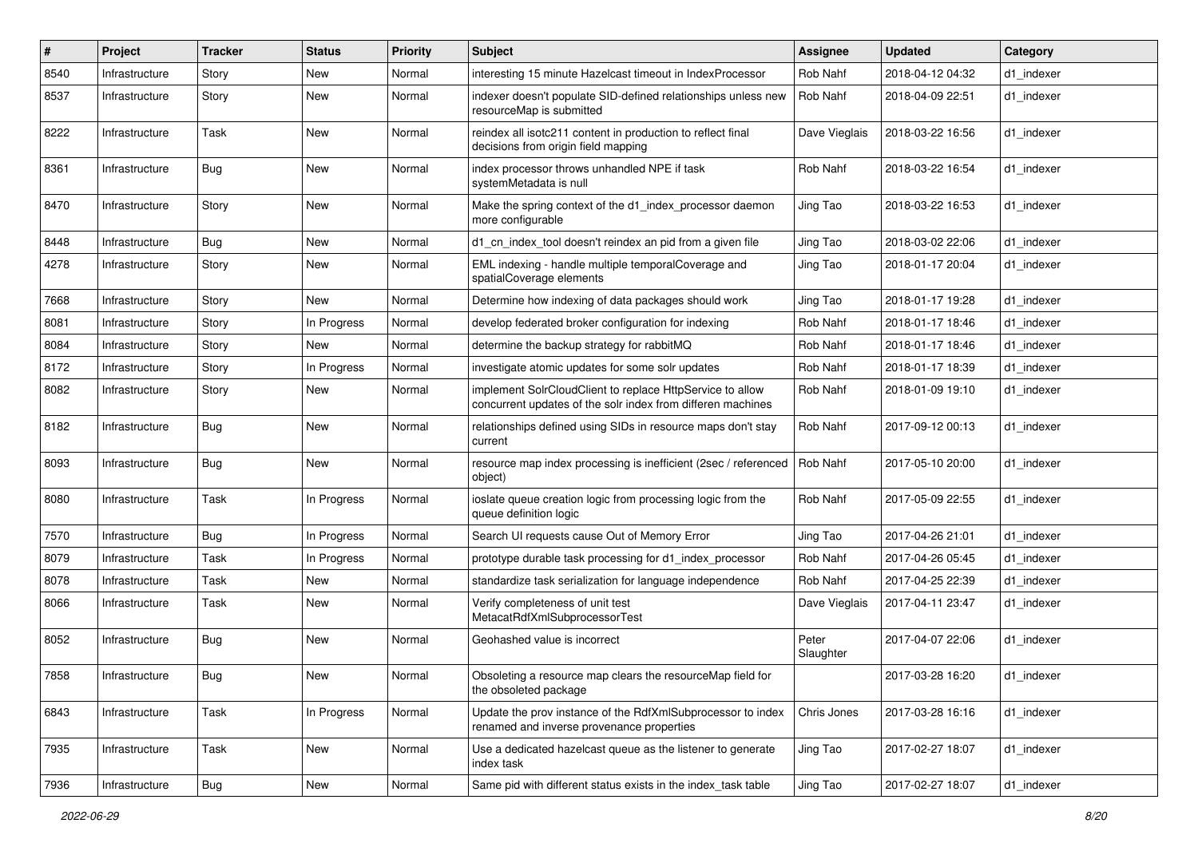| # | Project | Tracker | Status | Priority | Subject | Assignee | Updated | Category |
|---|---|---|---|---|---|---|---|---|
| 8540 | Infrastructure | Story | New | Normal | interesting 15 minute Hazelcast timeout in IndexProcessor | Rob Nahf | 2018-04-12 04:32 | d1_indexer |
| 8537 | Infrastructure | Story | New | Normal | indexer doesn't populate SID-defined relationships unless new resourceMap is submitted | Rob Nahf | 2018-04-09 22:51 | d1_indexer |
| 8222 | Infrastructure | Task | New | Normal | reindex all isotc211 content in production to reflect final decisions from origin field mapping | Dave Vieglais | 2018-03-22 16:56 | d1_indexer |
| 8361 | Infrastructure | Bug | New | Normal | index processor throws unhandled NPE if task systemMetadata is null | Rob Nahf | 2018-03-22 16:54 | d1_indexer |
| 8470 | Infrastructure | Story | New | Normal | Make the spring context of the d1_index_processor daemon more configurable | Jing Tao | 2018-03-22 16:53 | d1_indexer |
| 8448 | Infrastructure | Bug | New | Normal | d1_cn_index_tool doesn't reindex an pid from a given file | Jing Tao | 2018-03-02 22:06 | d1_indexer |
| 4278 | Infrastructure | Story | New | Normal | EML indexing - handle multiple temporalCoverage and spatialCoverage elements | Jing Tao | 2018-01-17 20:04 | d1_indexer |
| 7668 | Infrastructure | Story | New | Normal | Determine how indexing of data packages should work | Jing Tao | 2018-01-17 19:28 | d1_indexer |
| 8081 | Infrastructure | Story | In Progress | Normal | develop federated broker configuration for indexing | Rob Nahf | 2018-01-17 18:46 | d1_indexer |
| 8084 | Infrastructure | Story | New | Normal | determine the backup strategy for rabbitMQ | Rob Nahf | 2018-01-17 18:46 | d1_indexer |
| 8172 | Infrastructure | Story | In Progress | Normal | investigate atomic updates for some solr updates | Rob Nahf | 2018-01-17 18:39 | d1_indexer |
| 8082 | Infrastructure | Story | New | Normal | implement SolrCloudClient to replace HttpService to allow concurrent updates of the solr index from differen machines | Rob Nahf | 2018-01-09 19:10 | d1_indexer |
| 8182 | Infrastructure | Bug | New | Normal | relationships defined using SIDs in resource maps don't stay current | Rob Nahf | 2017-09-12 00:13 | d1_indexer |
| 8093 | Infrastructure | Bug | New | Normal | resource map index processing is inefficient (2sec / referenced object) | Rob Nahf | 2017-05-10 20:00 | d1_indexer |
| 8080 | Infrastructure | Task | In Progress | Normal | ioslate queue creation logic from processing logic from the queue definition logic | Rob Nahf | 2017-05-09 22:55 | d1_indexer |
| 7570 | Infrastructure | Bug | In Progress | Normal | Search UI requests cause Out of Memory Error | Jing Tao | 2017-04-26 21:01 | d1_indexer |
| 8079 | Infrastructure | Task | In Progress | Normal | prototype durable task processing for d1_index_processor | Rob Nahf | 2017-04-26 05:45 | d1_indexer |
| 8078 | Infrastructure | Task | New | Normal | standardize task serialization for language independence | Rob Nahf | 2017-04-25 22:39 | d1_indexer |
| 8066 | Infrastructure | Task | New | Normal | Verify completeness of unit test MetacatRdfXmlSubprocessorTest | Dave Vieglais | 2017-04-11 23:47 | d1_indexer |
| 8052 | Infrastructure | Bug | New | Normal | Geohashed value is incorrect | Peter Slaughter | 2017-04-07 22:06 | d1_indexer |
| 7858 | Infrastructure | Bug | New | Normal | Obsoleting a resource map clears the resourceMap field for the obsoleted package | | 2017-03-28 16:20 | d1_indexer |
| 6843 | Infrastructure | Task | In Progress | Normal | Update the prov instance of the RdfXmlSubprocessor to index renamed and inverse provenance properties | Chris Jones | 2017-03-28 16:16 | d1_indexer |
| 7935 | Infrastructure | Task | New | Normal | Use a dedicated hazelcast queue as the listener to generate index task | Jing Tao | 2017-02-27 18:07 | d1_indexer |
| 7936 | Infrastructure | Bug | New | Normal | Same pid with different status exists in the index_task table | Jing Tao | 2017-02-27 18:07 | d1_indexer |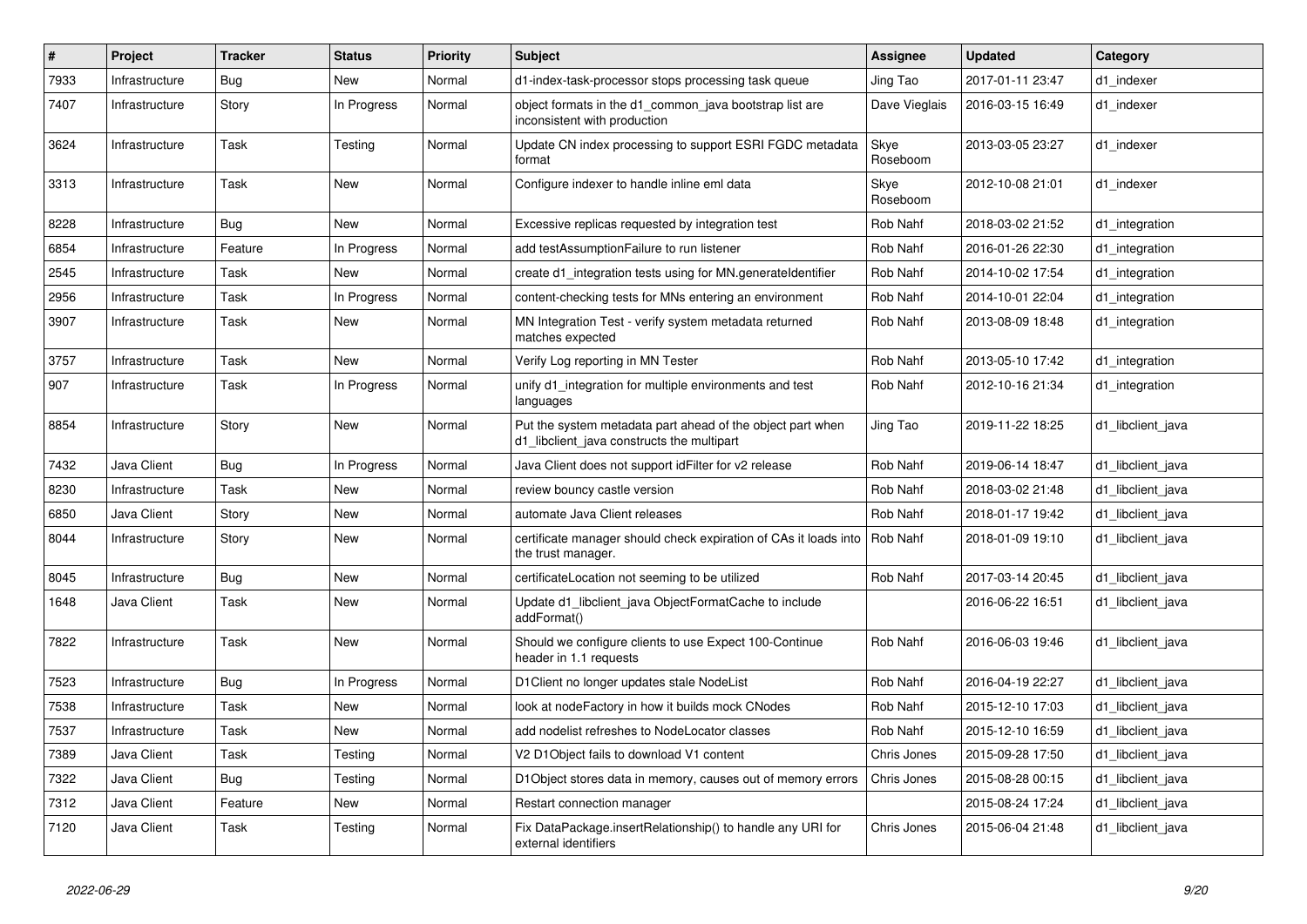| # | Project | Tracker | Status | Priority | Subject | Assignee | Updated | Category |
|---|---|---|---|---|---|---|---|---|
| 7933 | Infrastructure | Bug | New | Normal | d1-index-task-processor stops processing task queue | Jing Tao | 2017-01-11 23:47 | d1_indexer |
| 7407 | Infrastructure | Story | In Progress | Normal | object formats in the d1_common_java bootstrap list are inconsistent with production | Dave Vieglais | 2016-03-15 16:49 | d1_indexer |
| 3624 | Infrastructure | Task | Testing | Normal | Update CN index processing to support ESRI FGDC metadata format | Skye Roseboom | 2013-03-05 23:27 | d1_indexer |
| 3313 | Infrastructure | Task | New | Normal | Configure indexer to handle inline eml data | Skye Roseboom | 2012-10-08 21:01 | d1_indexer |
| 8228 | Infrastructure | Bug | New | Normal | Excessive replicas requested by integration test | Rob Nahf | 2018-03-02 21:52 | d1_integration |
| 6854 | Infrastructure | Feature | In Progress | Normal | add testAssumptionFailure to run listener | Rob Nahf | 2016-01-26 22:30 | d1_integration |
| 2545 | Infrastructure | Task | New | Normal | create d1_integration tests using for MN.generateIdentifier | Rob Nahf | 2014-10-02 17:54 | d1_integration |
| 2956 | Infrastructure | Task | In Progress | Normal | content-checking tests for MNs entering an environment | Rob Nahf | 2014-10-01 22:04 | d1_integration |
| 3907 | Infrastructure | Task | New | Normal | MN Integration Test - verify system metadata returned matches expected | Rob Nahf | 2013-08-09 18:48 | d1_integration |
| 3757 | Infrastructure | Task | New | Normal | Verify Log reporting in MN Tester | Rob Nahf | 2013-05-10 17:42 | d1_integration |
| 907 | Infrastructure | Task | In Progress | Normal | unify d1_integration for multiple environments and test languages | Rob Nahf | 2012-10-16 21:34 | d1_integration |
| 8854 | Infrastructure | Story | New | Normal | Put the system metadata part ahead of the object part when d1_libclient_java constructs the multipart | Jing Tao | 2019-11-22 18:25 | d1_libclient_java |
| 7432 | Java Client | Bug | In Progress | Normal | Java Client does not support idFilter for v2 release | Rob Nahf | 2019-06-14 18:47 | d1_libclient_java |
| 8230 | Infrastructure | Task | New | Normal | review bouncy castle version | Rob Nahf | 2018-03-02 21:48 | d1_libclient_java |
| 6850 | Java Client | Story | New | Normal | automate Java Client releases | Rob Nahf | 2018-01-17 19:42 | d1_libclient_java |
| 8044 | Infrastructure | Story | New | Normal | certificate manager should check expiration of CAs it loads into the trust manager. | Rob Nahf | 2018-01-09 19:10 | d1_libclient_java |
| 8045 | Infrastructure | Bug | New | Normal | certificateLocation not seeming to be utilized | Rob Nahf | 2017-03-14 20:45 | d1_libclient_java |
| 1648 | Java Client | Task | New | Normal | Update d1_libclient_java ObjectFormatCache to include addFormat() | | 2016-06-22 16:51 | d1_libclient_java |
| 7822 | Infrastructure | Task | New | Normal | Should we configure clients to use Expect 100-Continue header in 1.1 requests | Rob Nahf | 2016-06-03 19:46 | d1_libclient_java |
| 7523 | Infrastructure | Bug | In Progress | Normal | D1Client no longer updates stale NodeList | Rob Nahf | 2016-04-19 22:27 | d1_libclient_java |
| 7538 | Infrastructure | Task | New | Normal | look at nodeFactory in how it builds mock CNodes | Rob Nahf | 2015-12-10 17:03 | d1_libclient_java |
| 7537 | Infrastructure | Task | New | Normal | add nodelist refreshes to NodeLocator classes | Rob Nahf | 2015-12-10 16:59 | d1_libclient_java |
| 7389 | Java Client | Task | Testing | Normal | V2 D1Object fails to download V1 content | Chris Jones | 2015-09-28 17:50 | d1_libclient_java |
| 7322 | Java Client | Bug | Testing | Normal | D1Object stores data in memory, causes out of memory errors | Chris Jones | 2015-08-28 00:15 | d1_libclient_java |
| 7312 | Java Client | Feature | New | Normal | Restart connection manager | | 2015-08-24 17:24 | d1_libclient_java |
| 7120 | Java Client | Task | Testing | Normal | Fix DataPackage.insertRelationship() to handle any URI for external identifiers | Chris Jones | 2015-06-04 21:48 | d1_libclient_java |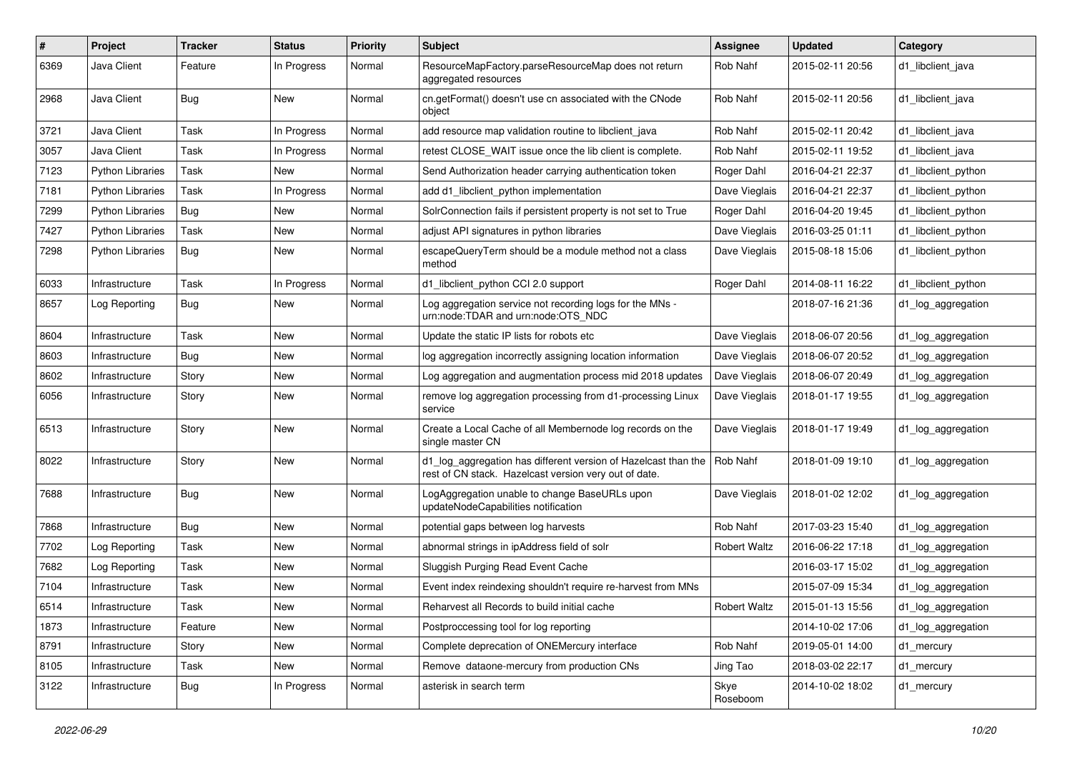| # | Project | Tracker | Status | Priority | Subject | Assignee | Updated | Category |
|---|---|---|---|---|---|---|---|---|
| 6369 | Java Client | Feature | In Progress | Normal | ResourceMapFactory.parseResourceMap does not return aggregated resources | Rob Nahf | 2015-02-11 20:56 | d1_libclient_java |
| 2968 | Java Client | Bug | New | Normal | cn.getFormat() doesn't use cn associated with the CNode object | Rob Nahf | 2015-02-11 20:56 | d1_libclient_java |
| 3721 | Java Client | Task | In Progress | Normal | add resource map validation routine to libclient_java | Rob Nahf | 2015-02-11 20:42 | d1_libclient_java |
| 3057 | Java Client | Task | In Progress | Normal | retest CLOSE_WAIT issue once the lib client is complete. | Rob Nahf | 2015-02-11 19:52 | d1_libclient_java |
| 7123 | Python Libraries | Task | New | Normal | Send Authorization header carrying authentication token | Roger Dahl | 2016-04-21 22:37 | d1_libclient_python |
| 7181 | Python Libraries | Task | In Progress | Normal | add d1_libclient_python implementation | Dave Vieglais | 2016-04-21 22:37 | d1_libclient_python |
| 7299 | Python Libraries | Bug | New | Normal | SolrConnection fails if persistent property is not set to True | Roger Dahl | 2016-04-20 19:45 | d1_libclient_python |
| 7427 | Python Libraries | Task | New | Normal | adjust API signatures in python libraries | Dave Vieglais | 2016-03-25 01:11 | d1_libclient_python |
| 7298 | Python Libraries | Bug | New | Normal | escapeQueryTerm should be a module method not a class method | Dave Vieglais | 2015-08-18 15:06 | d1_libclient_python |
| 6033 | Infrastructure | Task | In Progress | Normal | d1_libclient_python CCI 2.0 support | Roger Dahl | 2014-08-11 16:22 | d1_libclient_python |
| 8657 | Log Reporting | Bug | New | Normal | Log aggregation service not recording logs for the MNs - urn:node:TDAR and urn:node:OTS_NDC | | 2018-07-16 21:36 | d1_log_aggregation |
| 8604 | Infrastructure | Task | New | Normal | Update the static IP lists for robots etc | Dave Vieglais | 2018-06-07 20:56 | d1_log_aggregation |
| 8603 | Infrastructure | Bug | New | Normal | log aggregation incorrectly assigning location information | Dave Vieglais | 2018-06-07 20:52 | d1_log_aggregation |
| 8602 | Infrastructure | Story | New | Normal | Log aggregation and augmentation process mid 2018 updates | Dave Vieglais | 2018-06-07 20:49 | d1_log_aggregation |
| 6056 | Infrastructure | Story | New | Normal | remove log aggregation processing from d1-processing Linux service | Dave Vieglais | 2018-01-17 19:55 | d1_log_aggregation |
| 6513 | Infrastructure | Story | New | Normal | Create a Local Cache of all Membernode log records on the single master CN | Dave Vieglais | 2018-01-17 19:49 | d1_log_aggregation |
| 8022 | Infrastructure | Story | New | Normal | d1_log_aggregation has different version of Hazelcast than the rest of CN stack. Hazelcast version very out of date. | Rob Nahf | 2018-01-09 19:10 | d1_log_aggregation |
| 7688 | Infrastructure | Bug | New | Normal | LogAggregation unable to change BaseURLs upon updateNodeCapabilities notification | Dave Vieglais | 2018-01-02 12:02 | d1_log_aggregation |
| 7868 | Infrastructure | Bug | New | Normal | potential gaps between log harvests | Rob Nahf | 2017-03-23 15:40 | d1_log_aggregation |
| 7702 | Log Reporting | Task | New | Normal | abnormal strings in ipAddress field of solr | Robert Waltz | 2016-06-22 17:18 | d1_log_aggregation |
| 7682 | Log Reporting | Task | New | Normal | Sluggish Purging Read Event Cache | | 2016-03-17 15:02 | d1_log_aggregation |
| 7104 | Infrastructure | Task | New | Normal | Event index reindexing shouldn't require re-harvest from MNs | | 2015-07-09 15:34 | d1_log_aggregation |
| 6514 | Infrastructure | Task | New | Normal | Reharvest all Records to build initial cache | Robert Waltz | 2015-01-13 15:56 | d1_log_aggregation |
| 1873 | Infrastructure | Feature | New | Normal | Postproccessing tool for log reporting | | 2014-10-02 17:06 | d1_log_aggregation |
| 8791 | Infrastructure | Story | New | Normal | Complete deprecation of ONEMercury interface | Rob Nahf | 2019-05-01 14:00 | d1_mercury |
| 8105 | Infrastructure | Task | New | Normal | Remove dataone-mercury from production CNs | Jing Tao | 2018-03-02 22:17 | d1_mercury |
| 3122 | Infrastructure | Bug | In Progress | Normal | asterisk in search term | Skye Roseboom | 2014-10-02 18:02 | d1_mercury |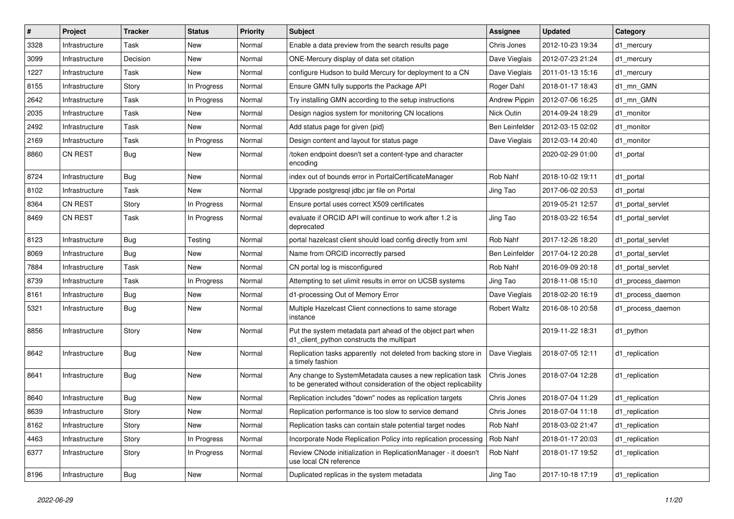| # | Project | Tracker | Status | Priority | Subject | Assignee | Updated | Category |
|---|---|---|---|---|---|---|---|---|
| 3328 | Infrastructure | Task | New | Normal | Enable a data preview from the search results page | Chris Jones | 2012-10-23 19:34 | d1_mercury |
| 3099 | Infrastructure | Decision | New | Normal | ONE-Mercury display of data set citation | Dave Vieglais | 2012-07-23 21:24 | d1_mercury |
| 1227 | Infrastructure | Task | New | Normal | configure Hudson to build Mercury for deployment to a CN | Dave Vieglais | 2011-01-13 15:16 | d1_mercury |
| 8155 | Infrastructure | Story | In Progress | Normal | Ensure GMN fully supports the Package API | Roger Dahl | 2018-01-17 18:43 | d1_mn_GMN |
| 2642 | Infrastructure | Task | In Progress | Normal | Try installing GMN according to the setup instructions | Andrew Pippin | 2012-07-06 16:25 | d1_mn_GMN |
| 2035 | Infrastructure | Task | New | Normal | Design nagios system for monitoring CN locations | Nick Outin | 2014-09-24 18:29 | d1_monitor |
| 2492 | Infrastructure | Task | New | Normal | Add status page for given {pid} | Ben Leinfelder | 2012-03-15 02:02 | d1_monitor |
| 2169 | Infrastructure | Task | In Progress | Normal | Design content and layout for status page | Dave Vieglais | 2012-03-14 20:40 | d1_monitor |
| 8860 | CN REST | Bug | New | Normal | /token endpoint doesn't set a content-type and character encoding | | 2020-02-29 01:00 | d1_portal |
| 8724 | Infrastructure | Bug | New | Normal | index out of bounds error in PortalCertificateManager | Rob Nahf | 2018-10-02 19:11 | d1_portal |
| 8102 | Infrastructure | Task | New | Normal | Upgrade postgresql jdbc jar file on Portal | Jing Tao | 2017-06-02 20:53 | d1_portal |
| 8364 | CN REST | Story | In Progress | Normal | Ensure portal uses correct X509 certificates | | 2019-05-21 12:57 | d1_portal_servlet |
| 8469 | CN REST | Task | In Progress | Normal | evaluate if ORCID API will continue to work after 1.2 is deprecated | Jing Tao | 2018-03-22 16:54 | d1_portal_servlet |
| 8123 | Infrastructure | Bug | Testing | Normal | portal hazelcast client should load config directly from xml | Rob Nahf | 2017-12-26 18:20 | d1_portal_servlet |
| 8069 | Infrastructure | Bug | New | Normal | Name from ORCID incorrectly parsed | Ben Leinfelder | 2017-04-12 20:28 | d1_portal_servlet |
| 7884 | Infrastructure | Task | New | Normal | CN portal log is misconfigured | Rob Nahf | 2016-09-09 20:18 | d1_portal_servlet |
| 8739 | Infrastructure | Task | In Progress | Normal | Attempting to set ulimit results in error on UCSB systems | Jing Tao | 2018-11-08 15:10 | d1_process_daemon |
| 8161 | Infrastructure | Bug | New | Normal | d1-processing Out of Memory Error | Dave Vieglais | 2018-02-20 16:19 | d1_process_daemon |
| 5321 | Infrastructure | Bug | New | Normal | Multiple Hazelcast Client connections to same storage instance | Robert Waltz | 2016-08-10 20:58 | d1_process_daemon |
| 8856 | Infrastructure | Story | New | Normal | Put the system metadata part ahead of the object part when d1_client_python constructs the multipart | | 2019-11-22 18:31 | d1_python |
| 8642 | Infrastructure | Bug | New | Normal | Replication tasks apparently not deleted from backing store in a timely fashion | Dave Vieglais | 2018-07-05 12:11 | d1_replication |
| 8641 | Infrastructure | Bug | New | Normal | Any change to SystemMetadata causes a new replication task to be generated without consideration of the object replicability | Chris Jones | 2018-07-04 12:28 | d1_replication |
| 8640 | Infrastructure | Bug | New | Normal | Replication includes "down" nodes as replication targets | Chris Jones | 2018-07-04 11:29 | d1_replication |
| 8639 | Infrastructure | Story | New | Normal | Replication performance is too slow to service demand | Chris Jones | 2018-07-04 11:18 | d1_replication |
| 8162 | Infrastructure | Story | New | Normal | Replication tasks can contain stale potential target nodes | Rob Nahf | 2018-03-02 21:47 | d1_replication |
| 4463 | Infrastructure | Story | In Progress | Normal | Incorporate Node Replication Policy into replication processing | Rob Nahf | 2018-01-17 20:03 | d1_replication |
| 6377 | Infrastructure | Story | In Progress | Normal | Review CNode initialization in ReplicationManager - it doesn't use local CN reference | Rob Nahf | 2018-01-17 19:52 | d1_replication |
| 8196 | Infrastructure | Bug | New | Normal | Duplicated replicas in the system metadata | Jing Tao | 2017-10-18 17:19 | d1_replication |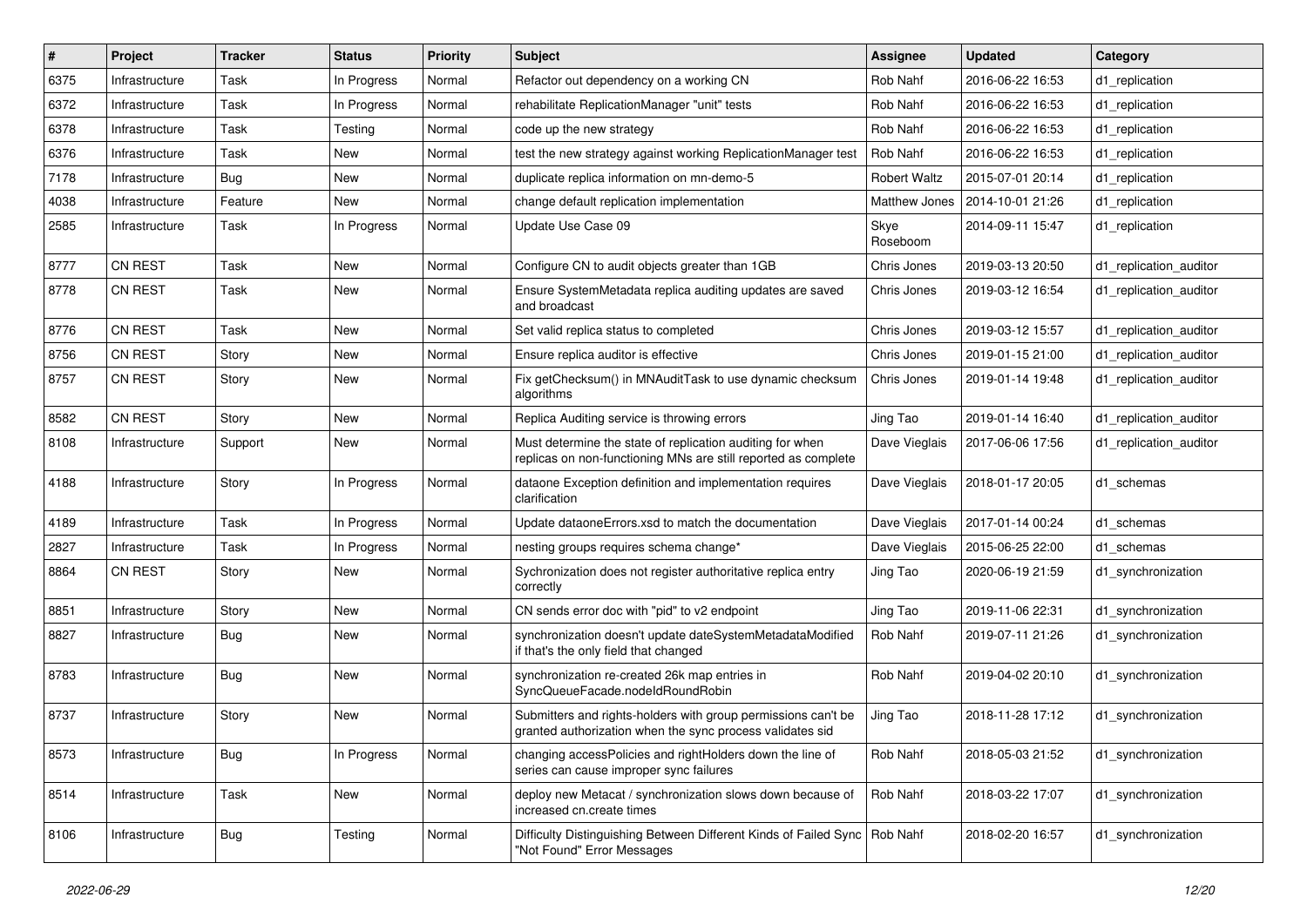| # | Project | Tracker | Status | Priority | Subject | Assignee | Updated | Category |
|---|---|---|---|---|---|---|---|---|
| 6375 | Infrastructure | Task | In Progress | Normal | Refactor out dependency on a working CN | Rob Nahf | 2016-06-22 16:53 | d1_replication |
| 6372 | Infrastructure | Task | In Progress | Normal | rehabilitate ReplicationManager "unit" tests | Rob Nahf | 2016-06-22 16:53 | d1_replication |
| 6378 | Infrastructure | Task | Testing | Normal | code up the new strategy | Rob Nahf | 2016-06-22 16:53 | d1_replication |
| 6376 | Infrastructure | Task | New | Normal | test the new strategy against working ReplicationManager test | Rob Nahf | 2016-06-22 16:53 | d1_replication |
| 7178 | Infrastructure | Bug | New | Normal | duplicate replica information on mn-demo-5 | Robert Waltz | 2015-07-01 20:14 | d1_replication |
| 4038 | Infrastructure | Feature | New | Normal | change default replication implementation | Matthew Jones | 2014-10-01 21:26 | d1_replication |
| 2585 | Infrastructure | Task | In Progress | Normal | Update Use Case 09 | Skye Roseboom | 2014-09-11 15:47 | d1_replication |
| 8777 | CN REST | Task | New | Normal | Configure CN to audit objects greater than 1GB | Chris Jones | 2019-03-13 20:50 | d1_replication_auditor |
| 8778 | CN REST | Task | New | Normal | Ensure SystemMetadata replica auditing updates are saved and broadcast | Chris Jones | 2019-03-12 16:54 | d1_replication_auditor |
| 8776 | CN REST | Task | New | Normal | Set valid replica status to completed | Chris Jones | 2019-03-12 15:57 | d1_replication_auditor |
| 8756 | CN REST | Story | New | Normal | Ensure replica auditor is effective | Chris Jones | 2019-01-15 21:00 | d1_replication_auditor |
| 8757 | CN REST | Story | New | Normal | Fix getChecksum() in MNAuditTask to use dynamic checksum algorithms | Chris Jones | 2019-01-14 19:48 | d1_replication_auditor |
| 8582 | CN REST | Story | New | Normal | Replica Auditing service is throwing errors | Jing Tao | 2019-01-14 16:40 | d1_replication_auditor |
| 8108 | Infrastructure | Support | New | Normal | Must determine the state of replication auditing for when replicas on non-functioning MNs are still reported as complete | Dave Vieglais | 2017-06-06 17:56 | d1_replication_auditor |
| 4188 | Infrastructure | Story | In Progress | Normal | dataone Exception definition and implementation requires clarification | Dave Vieglais | 2018-01-17 20:05 | d1_schemas |
| 4189 | Infrastructure | Task | In Progress | Normal | Update dataoneErrors.xsd to match the documentation | Dave Vieglais | 2017-01-14 00:24 | d1_schemas |
| 2827 | Infrastructure | Task | In Progress | Normal | nesting groups requires schema change* | Dave Vieglais | 2015-06-25 22:00 | d1_schemas |
| 8864 | CN REST | Story | New | Normal | Sychronization does not register authoritative replica entry correctly | Jing Tao | 2020-06-19 21:59 | d1_synchronization |
| 8851 | Infrastructure | Story | New | Normal | CN sends error doc with "pid" to v2 endpoint | Jing Tao | 2019-11-06 22:31 | d1_synchronization |
| 8827 | Infrastructure | Bug | New | Normal | synchronization doesn't update dateSystemMetadataModified if that's the only field that changed | Rob Nahf | 2019-07-11 21:26 | d1_synchronization |
| 8783 | Infrastructure | Bug | New | Normal | synchronization re-created 26k map entries in SyncQueueFacade.nodeIdRoundRobin | Rob Nahf | 2019-04-02 20:10 | d1_synchronization |
| 8737 | Infrastructure | Story | New | Normal | Submitters and rights-holders with group permissions can't be granted authorization when the sync process validates sid | Jing Tao | 2018-11-28 17:12 | d1_synchronization |
| 8573 | Infrastructure | Bug | In Progress | Normal | changing accessPolicies and rightHolders down the line of series can cause improper sync failures | Rob Nahf | 2018-05-03 21:52 | d1_synchronization |
| 8514 | Infrastructure | Task | New | Normal | deploy new Metacat / synchronization slows down because of increased cn.create times | Rob Nahf | 2018-03-22 17:07 | d1_synchronization |
| 8106 | Infrastructure | Bug | Testing | Normal | Difficulty Distinguishing Between Different Kinds of Failed Sync "Not Found" Error Messages | Rob Nahf | 2018-02-20 16:57 | d1_synchronization |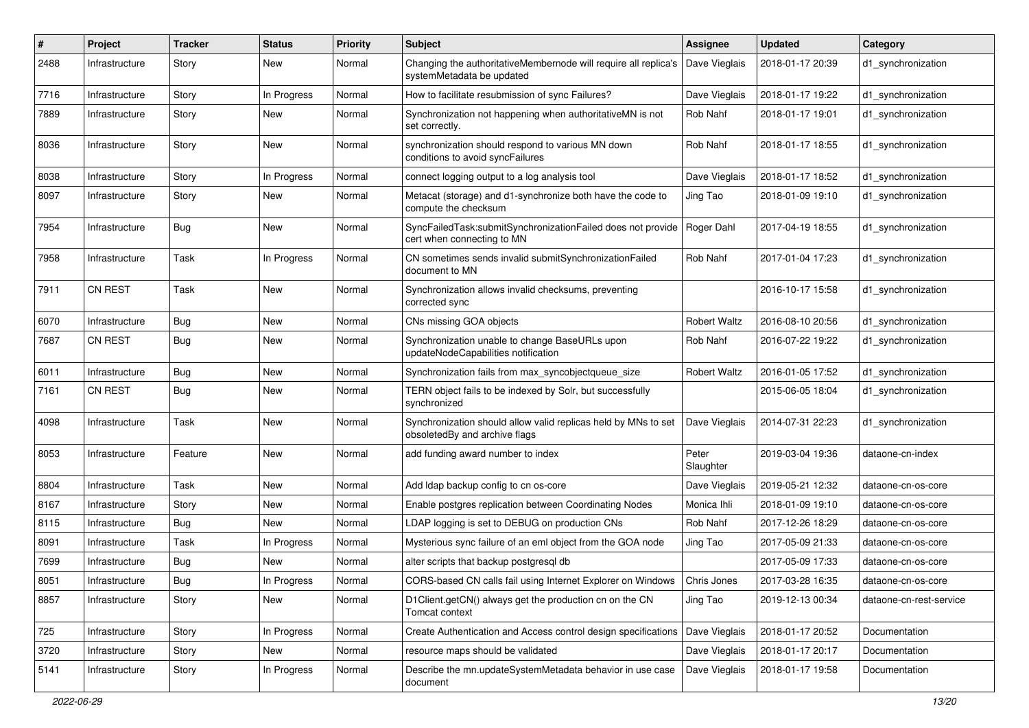| # | Project | Tracker | Status | Priority | Subject | Assignee | Updated | Category |
|---|---|---|---|---|---|---|---|---|
| 2488 | Infrastructure | Story | New | Normal | Changing the authoritativeMembernode will require all replica's systemMetadata be updated | Dave Vieglais | 2018-01-17 20:39 | d1_synchronization |
| 7716 | Infrastructure | Story | In Progress | Normal | How to facilitate resubmission of sync Failures? | Dave Vieglais | 2018-01-17 19:22 | d1_synchronization |
| 7889 | Infrastructure | Story | New | Normal | Synchronization not happening when authoritativeMN is not set correctly. | Rob Nahf | 2018-01-17 19:01 | d1_synchronization |
| 8036 | Infrastructure | Story | New | Normal | synchronization should respond to various MN down conditions to avoid syncFailures | Rob Nahf | 2018-01-17 18:55 | d1_synchronization |
| 8038 | Infrastructure | Story | In Progress | Normal | connect logging output to a log analysis tool | Dave Vieglais | 2018-01-17 18:52 | d1_synchronization |
| 8097 | Infrastructure | Story | New | Normal | Metacat (storage) and d1-synchronize both have the code to compute the checksum | Jing Tao | 2018-01-09 19:10 | d1_synchronization |
| 7954 | Infrastructure | Bug | New | Normal | SyncFailedTask:submitSynchronizationFailed does not provide cert when connecting to MN | Roger Dahl | 2017-04-19 18:55 | d1_synchronization |
| 7958 | Infrastructure | Task | In Progress | Normal | CN sometimes sends invalid submitSynchronizationFailed document to MN | Rob Nahf | 2017-01-04 17:23 | d1_synchronization |
| 7911 | CN REST | Task | New | Normal | Synchronization allows invalid checksums, preventing corrected sync | | 2016-10-17 15:58 | d1_synchronization |
| 6070 | Infrastructure | Bug | New | Normal | CNs missing GOA objects | Robert Waltz | 2016-08-10 20:56 | d1_synchronization |
| 7687 | CN REST | Bug | New | Normal | Synchronization unable to change BaseURLs upon updateNodeCapabilities notification | Rob Nahf | 2016-07-22 19:22 | d1_synchronization |
| 6011 | Infrastructure | Bug | New | Normal | Synchronization fails from max_syncobjectqueue_size | Robert Waltz | 2016-01-05 17:52 | d1_synchronization |
| 7161 | CN REST | Bug | New | Normal | TERN object fails to be indexed by Solr, but successfully synchronized | | 2015-06-05 18:04 | d1_synchronization |
| 4098 | Infrastructure | Task | New | Normal | Synchronization should allow valid replicas held by MNs to set obsoletedBy and archive flags | Dave Vieglais | 2014-07-31 22:23 | d1_synchronization |
| 8053 | Infrastructure | Feature | New | Normal | add funding award number to index | Peter Slaughter | 2019-03-04 19:36 | dataone-cn-index |
| 8804 | Infrastructure | Task | New | Normal | Add ldap backup config to cn os-core | Dave Vieglais | 2019-05-21 12:32 | dataone-cn-os-core |
| 8167 | Infrastructure | Story | New | Normal | Enable postgres replication between Coordinating Nodes | Monica Ihli | 2018-01-09 19:10 | dataone-cn-os-core |
| 8115 | Infrastructure | Bug | New | Normal | LDAP logging is set to DEBUG on production CNs | Rob Nahf | 2017-12-26 18:29 | dataone-cn-os-core |
| 8091 | Infrastructure | Task | In Progress | Normal | Mysterious sync failure of an eml object from the GOA node | Jing Tao | 2017-05-09 21:33 | dataone-cn-os-core |
| 7699 | Infrastructure | Bug | New | Normal | alter scripts that backup postgresql db | | 2017-05-09 17:33 | dataone-cn-os-core |
| 8051 | Infrastructure | Bug | In Progress | Normal | CORS-based CN calls fail using Internet Explorer on Windows | Chris Jones | 2017-03-28 16:35 | dataone-cn-os-core |
| 8857 | Infrastructure | Story | New | Normal | D1Client.getCN() always get the production cn on the CN Tomcat context | Jing Tao | 2019-12-13 00:34 | dataone-cn-rest-service |
| 725 | Infrastructure | Story | In Progress | Normal | Create Authentication and Access control design specifications | Dave Vieglais | 2018-01-17 20:52 | Documentation |
| 3720 | Infrastructure | Story | New | Normal | resource maps should be validated | Dave Vieglais | 2018-01-17 20:17 | Documentation |
| 5141 | Infrastructure | Story | In Progress | Normal | Describe the mn.updateSystemMetadata behavior in use case document | Dave Vieglais | 2018-01-17 19:58 | Documentation |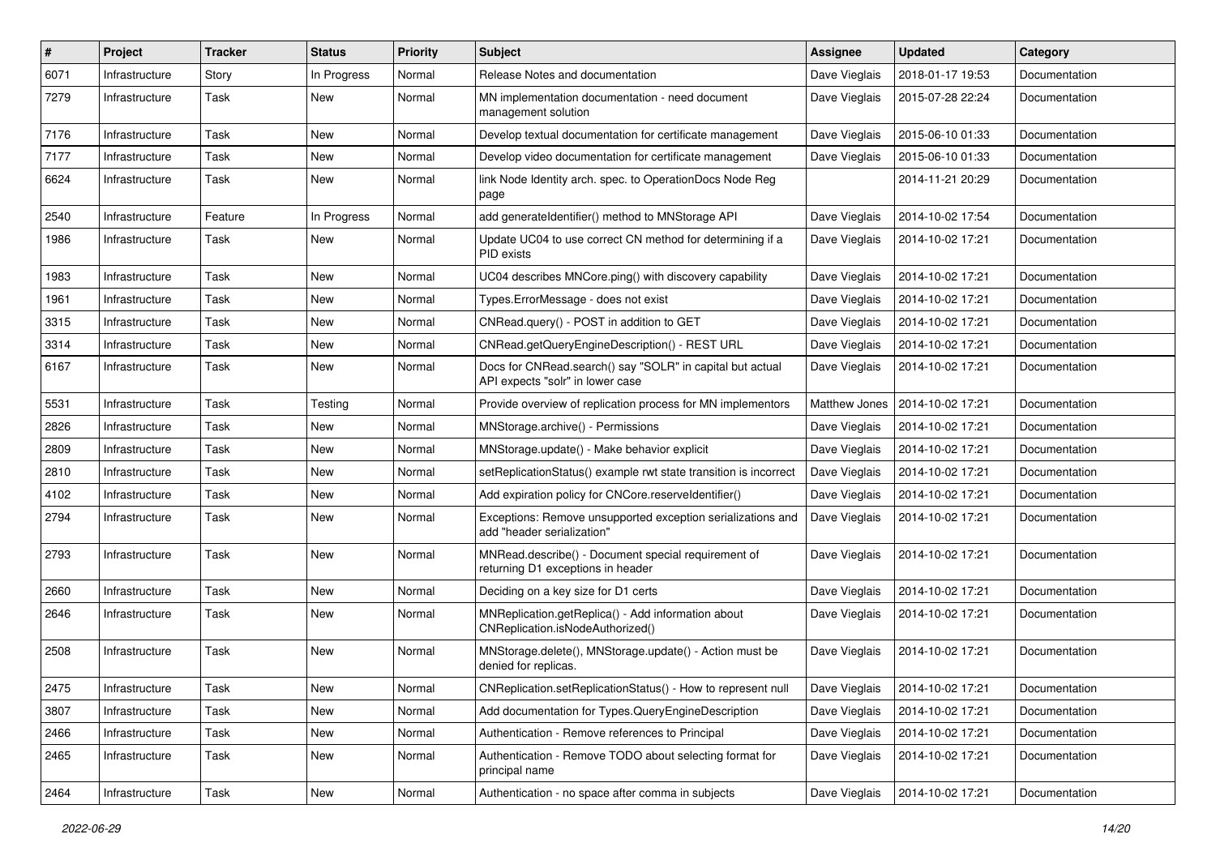| # | Project | Tracker | Status | Priority | Subject | Assignee | Updated | Category |
|---|---|---|---|---|---|---|---|---|
| 6071 | Infrastructure | Story | In Progress | Normal | Release Notes and documentation | Dave Vieglais | 2018-01-17 19:53 | Documentation |
| 7279 | Infrastructure | Task | New | Normal | MN implementation documentation - need document management solution | Dave Vieglais | 2015-07-28 22:24 | Documentation |
| 7176 | Infrastructure | Task | New | Normal | Develop textual documentation for certificate management | Dave Vieglais | 2015-06-10 01:33 | Documentation |
| 7177 | Infrastructure | Task | New | Normal | Develop video documentation for certificate management | Dave Vieglais | 2015-06-10 01:33 | Documentation |
| 6624 | Infrastructure | Task | New | Normal | link Node Identity arch. spec. to OperationDocs Node Reg page | | 2014-11-21 20:29 | Documentation |
| 2540 | Infrastructure | Feature | In Progress | Normal | add generateIdentifier() method to MNStorage API | Dave Vieglais | 2014-10-02 17:54 | Documentation |
| 1986 | Infrastructure | Task | New | Normal | Update UC04 to use correct CN method for determining if a PID exists | Dave Vieglais | 2014-10-02 17:21 | Documentation |
| 1983 | Infrastructure | Task | New | Normal | UC04 describes MNCore.ping() with discovery capability | Dave Vieglais | 2014-10-02 17:21 | Documentation |
| 1961 | Infrastructure | Task | New | Normal | Types.ErrorMessage - does not exist | Dave Vieglais | 2014-10-02 17:21 | Documentation |
| 3315 | Infrastructure | Task | New | Normal | CNRead.query() - POST in addition to GET | Dave Vieglais | 2014-10-02 17:21 | Documentation |
| 3314 | Infrastructure | Task | New | Normal | CNRead.getQueryEngineDescription() - REST URL | Dave Vieglais | 2014-10-02 17:21 | Documentation |
| 6167 | Infrastructure | Task | New | Normal | Docs for CNRead.search() say "SOLR" in capital but actual API expects "solr" in lower case | Dave Vieglais | 2014-10-02 17:21 | Documentation |
| 5531 | Infrastructure | Task | Testing | Normal | Provide overview of replication process for MN implementors | Matthew Jones | 2014-10-02 17:21 | Documentation |
| 2826 | Infrastructure | Task | New | Normal | MNStorage.archive() - Permissions | Dave Vieglais | 2014-10-02 17:21 | Documentation |
| 2809 | Infrastructure | Task | New | Normal | MNStorage.update() - Make behavior explicit | Dave Vieglais | 2014-10-02 17:21 | Documentation |
| 2810 | Infrastructure | Task | New | Normal | setReplicationStatus() example rwt state transition is incorrect | Dave Vieglais | 2014-10-02 17:21 | Documentation |
| 4102 | Infrastructure | Task | New | Normal | Add expiration policy for CNCore.reserveIdentifier() | Dave Vieglais | 2014-10-02 17:21 | Documentation |
| 2794 | Infrastructure | Task | New | Normal | Exceptions: Remove unsupported exception serializations and add "header serialization" | Dave Vieglais | 2014-10-02 17:21 | Documentation |
| 2793 | Infrastructure | Task | New | Normal | MNRead.describe() - Document special requirement of returning D1 exceptions in header | Dave Vieglais | 2014-10-02 17:21 | Documentation |
| 2660 | Infrastructure | Task | New | Normal | Deciding on a key size for D1 certs | Dave Vieglais | 2014-10-02 17:21 | Documentation |
| 2646 | Infrastructure | Task | New | Normal | MNReplication.getReplica() - Add information about CNReplication.isNodeAuthorized() | Dave Vieglais | 2014-10-02 17:21 | Documentation |
| 2508 | Infrastructure | Task | New | Normal | MNStorage.delete(), MNStorage.update() - Action must be denied for replicas. | Dave Vieglais | 2014-10-02 17:21 | Documentation |
| 2475 | Infrastructure | Task | New | Normal | CNReplication.setReplicationStatus() - How to represent null | Dave Vieglais | 2014-10-02 17:21 | Documentation |
| 3807 | Infrastructure | Task | New | Normal | Add documentation for Types.QueryEngineDescription | Dave Vieglais | 2014-10-02 17:21 | Documentation |
| 2466 | Infrastructure | Task | New | Normal | Authentication - Remove references to Principal | Dave Vieglais | 2014-10-02 17:21 | Documentation |
| 2465 | Infrastructure | Task | New | Normal | Authentication - Remove TODO about selecting format for principal name | Dave Vieglais | 2014-10-02 17:21 | Documentation |
| 2464 | Infrastructure | Task | New | Normal | Authentication - no space after comma in subjects | Dave Vieglais | 2014-10-02 17:21 | Documentation |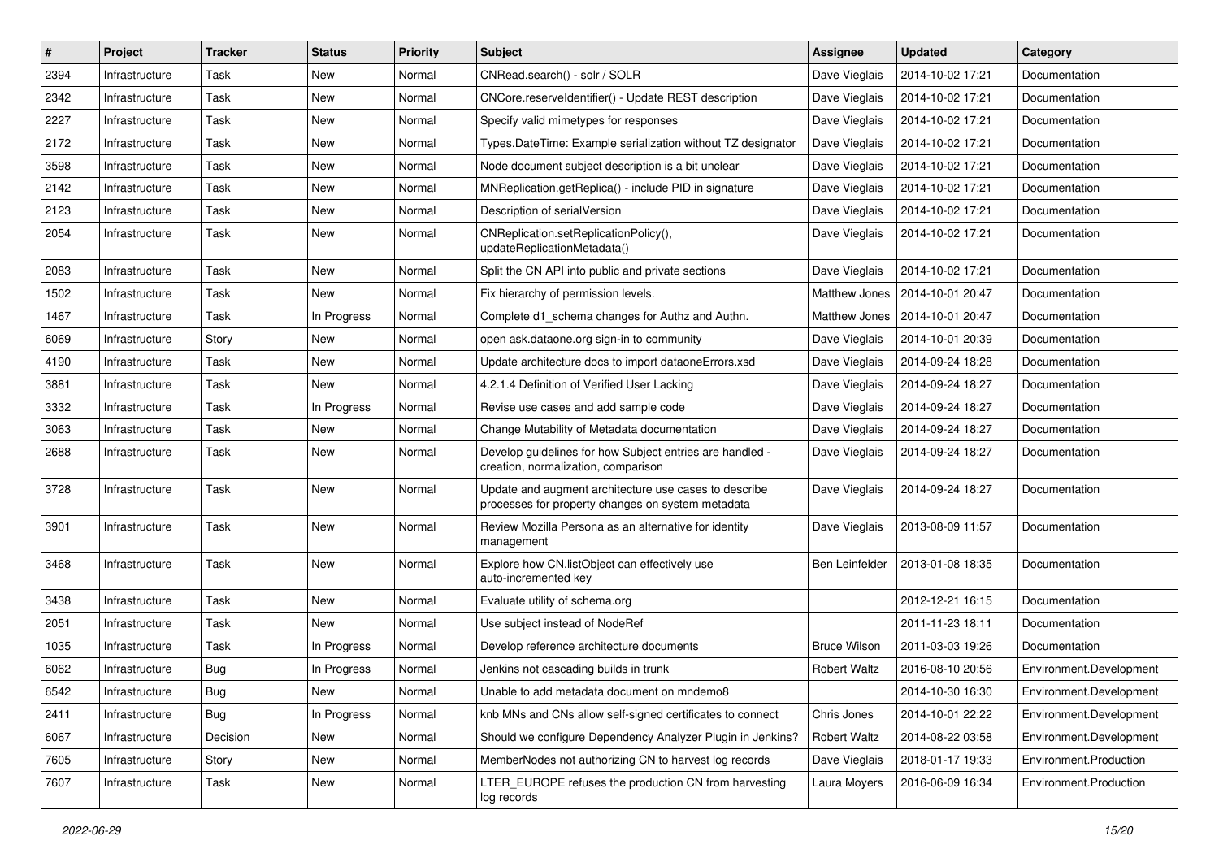| # | Project | Tracker | Status | Priority | Subject | Assignee | Updated | Category |
|---|---|---|---|---|---|---|---|---|
| 2394 | Infrastructure | Task | New | Normal | CNRead.search() - solr / SOLR | Dave Vieglais | 2014-10-02 17:21 | Documentation |
| 2342 | Infrastructure | Task | New | Normal | CNCore.reserveIdentifier() - Update REST description | Dave Vieglais | 2014-10-02 17:21 | Documentation |
| 2227 | Infrastructure | Task | New | Normal | Specify valid mimetypes for responses | Dave Vieglais | 2014-10-02 17:21 | Documentation |
| 2172 | Infrastructure | Task | New | Normal | Types.DateTime: Example serialization without TZ designator | Dave Vieglais | 2014-10-02 17:21 | Documentation |
| 3598 | Infrastructure | Task | New | Normal | Node document subject description is a bit unclear | Dave Vieglais | 2014-10-02 17:21 | Documentation |
| 2142 | Infrastructure | Task | New | Normal | MNReplication.getReplica() - include PID in signature | Dave Vieglais | 2014-10-02 17:21 | Documentation |
| 2123 | Infrastructure | Task | New | Normal | Description of serialVersion | Dave Vieglais | 2014-10-02 17:21 | Documentation |
| 2054 | Infrastructure | Task | New | Normal | CNReplication.setReplicationPolicy(), updateReplicationMetadata() | Dave Vieglais | 2014-10-02 17:21 | Documentation |
| 2083 | Infrastructure | Task | New | Normal | Split the CN API into public and private sections | Dave Vieglais | 2014-10-02 17:21 | Documentation |
| 1502 | Infrastructure | Task | New | Normal | Fix hierarchy of permission levels. | Matthew Jones | 2014-10-01 20:47 | Documentation |
| 1467 | Infrastructure | Task | In Progress | Normal | Complete d1_schema changes for Authz and Authn. | Matthew Jones | 2014-10-01 20:47 | Documentation |
| 6069 | Infrastructure | Story | New | Normal | open ask.dataone.org sign-in to community | Dave Vieglais | 2014-10-01 20:39 | Documentation |
| 4190 | Infrastructure | Task | New | Normal | Update architecture docs to import dataoneErrors.xsd | Dave Vieglais | 2014-09-24 18:28 | Documentation |
| 3881 | Infrastructure | Task | New | Normal | 4.2.1.4 Definition of Verified User Lacking | Dave Vieglais | 2014-09-24 18:27 | Documentation |
| 3332 | Infrastructure | Task | In Progress | Normal | Revise use cases and add sample code | Dave Vieglais | 2014-09-24 18:27 | Documentation |
| 3063 | Infrastructure | Task | New | Normal | Change Mutability of Metadata documentation | Dave Vieglais | 2014-09-24 18:27 | Documentation |
| 2688 | Infrastructure | Task | New | Normal | Develop guidelines for how Subject entries are handled - creation, normalization, comparison | Dave Vieglais | 2014-09-24 18:27 | Documentation |
| 3728 | Infrastructure | Task | New | Normal | Update and augment architecture use cases to describe processes for property changes on system metadata | Dave Vieglais | 2014-09-24 18:27 | Documentation |
| 3901 | Infrastructure | Task | New | Normal | Review Mozilla Persona as an alternative for identity management | Dave Vieglais | 2013-08-09 11:57 | Documentation |
| 3468 | Infrastructure | Task | New | Normal | Explore how CN.listObject can effectively use auto-incremented key | Ben Leinfelder | 2013-01-08 18:35 | Documentation |
| 3438 | Infrastructure | Task | New | Normal | Evaluate utility of schema.org | | 2012-12-21 16:15 | Documentation |
| 2051 | Infrastructure | Task | New | Normal | Use subject instead of NodeRef | | 2011-11-23 18:11 | Documentation |
| 1035 | Infrastructure | Task | In Progress | Normal | Develop reference architecture documents | Bruce Wilson | 2011-03-03 19:26 | Documentation |
| 6062 | Infrastructure | Bug | In Progress | Normal | Jenkins not cascading builds in trunk | Robert Waltz | 2016-08-10 20:56 | Environment.Development |
| 6542 | Infrastructure | Bug | New | Normal | Unable to add metadata document on mndemo8 | | 2014-10-30 16:30 | Environment.Development |
| 2411 | Infrastructure | Bug | In Progress | Normal | knb MNs and CNs allow self-signed certificates to connect | Chris Jones | 2014-10-01 22:22 | Environment.Development |
| 6067 | Infrastructure | Decision | New | Normal | Should we configure Dependency Analyzer Plugin in Jenkins? | Robert Waltz | 2014-08-22 03:58 | Environment.Development |
| 7605 | Infrastructure | Story | New | Normal | MemberNodes not authorizing CN to harvest log records | Dave Vieglais | 2018-01-17 19:33 | Environment.Production |
| 7607 | Infrastructure | Task | New | Normal | LTER_EUROPE refuses the production CN from harvesting log records | Laura Moyers | 2016-06-09 16:34 | Environment.Production |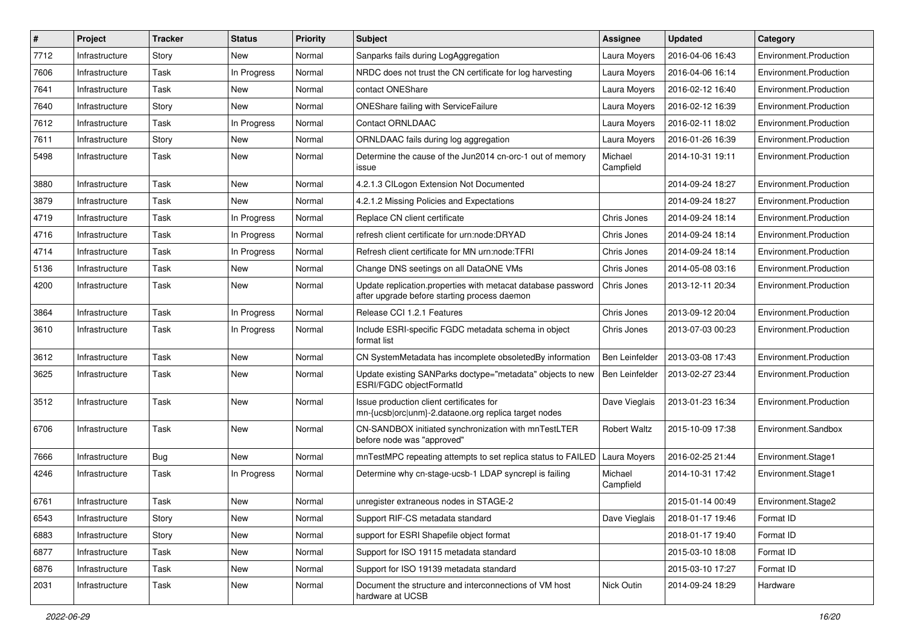| # | Project | Tracker | Status | Priority | Subject | Assignee | Updated | Category |
|---|---|---|---|---|---|---|---|---|
| 7712 | Infrastructure | Story | New | Normal | Sanparks fails during LogAggregation | Laura Moyers | 2016-04-06 16:43 | Environment.Production |
| 7606 | Infrastructure | Task | In Progress | Normal | NRDC does not trust the CN certificate for log harvesting | Laura Moyers | 2016-04-06 16:14 | Environment.Production |
| 7641 | Infrastructure | Task | New | Normal | contact ONEShare | Laura Moyers | 2016-02-12 16:40 | Environment.Production |
| 7640 | Infrastructure | Story | New | Normal | ONEShare failing with ServiceFailure | Laura Moyers | 2016-02-12 16:39 | Environment.Production |
| 7612 | Infrastructure | Task | In Progress | Normal | Contact ORNLDAAC | Laura Moyers | 2016-02-11 18:02 | Environment.Production |
| 7611 | Infrastructure | Story | New | Normal | ORNLDAAC fails during log aggregation | Laura Moyers | 2016-01-26 16:39 | Environment.Production |
| 5498 | Infrastructure | Task | New | Normal | Determine the cause of the Jun2014 cn-orc-1 out of memory issue | Michael Campfield | 2014-10-31 19:11 | Environment.Production |
| 3880 | Infrastructure | Task | New | Normal | 4.2.1.3 CILogon Extension Not Documented | | 2014-09-24 18:27 | Environment.Production |
| 3879 | Infrastructure | Task | New | Normal | 4.2.1.2 Missing Policies and Expectations | | 2014-09-24 18:27 | Environment.Production |
| 4719 | Infrastructure | Task | In Progress | Normal | Replace CN client certificate | Chris Jones | 2014-09-24 18:14 | Environment.Production |
| 4716 | Infrastructure | Task | In Progress | Normal | refresh client certificate for urn:node:DRYAD | Chris Jones | 2014-09-24 18:14 | Environment.Production |
| 4714 | Infrastructure | Task | In Progress | Normal | Refresh client certificate for MN urn:node:TFRI | Chris Jones | 2014-09-24 18:14 | Environment.Production |
| 5136 | Infrastructure | Task | New | Normal | Change DNS seetings on all DataONE VMs | Chris Jones | 2014-05-08 03:16 | Environment.Production |
| 4200 | Infrastructure | Task | New | Normal | Update replication.properties with metacat database password after upgrade before starting process daemon | Chris Jones | 2013-12-11 20:34 | Environment.Production |
| 3864 | Infrastructure | Task | In Progress | Normal | Release CCI 1.2.1 Features | Chris Jones | 2013-09-12 20:04 | Environment.Production |
| 3610 | Infrastructure | Task | In Progress | Normal | Include ESRI-specific FGDC metadata schema in object format list | Chris Jones | 2013-07-03 00:23 | Environment.Production |
| 3612 | Infrastructure | Task | New | Normal | CN SystemMetadata has incomplete obsoletedBy information | Ben Leinfelder | 2013-03-08 17:43 | Environment.Production |
| 3625 | Infrastructure | Task | New | Normal | Update existing SANParks doctype="metadata" objects to new ESRI/FGDC objectFormatId | Ben Leinfelder | 2013-02-27 23:44 | Environment.Production |
| 3512 | Infrastructure | Task | New | Normal | Issue production client certificates for mn-{ucsb\|orc\|unm}-2.dataone.org replica target nodes | Dave Vieglais | 2013-01-23 16:34 | Environment.Production |
| 6706 | Infrastructure | Task | New | Normal | CN-SANDBOX initiated synchronization with mnTestLTER before node was "approved" | Robert Waltz | 2015-10-09 17:38 | Environment.Sandbox |
| 7666 | Infrastructure | Bug | New | Normal | mnTestMPC repeating attempts to set replica status to FAILED | Laura Moyers | 2016-02-25 21:44 | Environment.Stage1 |
| 4246 | Infrastructure | Task | In Progress | Normal | Determine why cn-stage-ucsb-1 LDAP syncrepl is failing | Michael Campfield | 2014-10-31 17:42 | Environment.Stage1 |
| 6761 | Infrastructure | Task | New | Normal | unregister extraneous nodes in STAGE-2 | | 2015-01-14 00:49 | Environment.Stage2 |
| 6543 | Infrastructure | Story | New | Normal | Support RIF-CS metadata standard | Dave Vieglais | 2018-01-17 19:46 | Format ID |
| 6883 | Infrastructure | Story | New | Normal | support for ESRI Shapefile object format | | 2018-01-17 19:40 | Format ID |
| 6877 | Infrastructure | Task | New | Normal | Support for ISO 19115 metadata standard | | 2015-03-10 18:08 | Format ID |
| 6876 | Infrastructure | Task | New | Normal | Support for ISO 19139 metadata standard | | 2015-03-10 17:27 | Format ID |
| 2031 | Infrastructure | Task | New | Normal | Document the structure and interconnections of VM host hardware at UCSB | Nick Outin | 2014-09-24 18:29 | Hardware |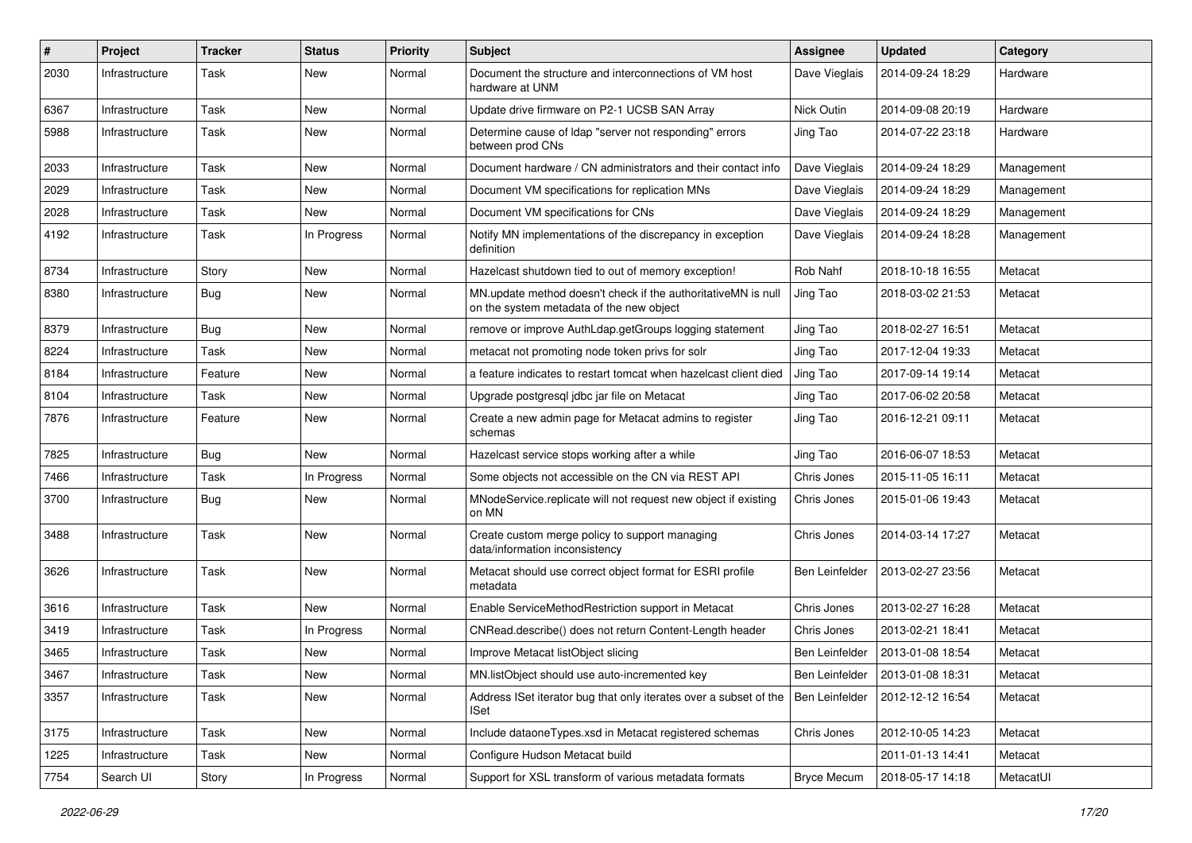| # | Project | Tracker | Status | Priority | Subject | Assignee | Updated | Category |
|---|---|---|---|---|---|---|---|---|
| 2030 | Infrastructure | Task | New | Normal | Document the structure and interconnections of VM host hardware at UNM | Dave Vieglais | 2014-09-24 18:29 | Hardware |
| 6367 | Infrastructure | Task | New | Normal | Update drive firmware on P2-1 UCSB SAN Array | Nick Outin | 2014-09-08 20:19 | Hardware |
| 5988 | Infrastructure | Task | New | Normal | Determine cause of ldap "server not responding" errors between prod CNs | Jing Tao | 2014-07-22 23:18 | Hardware |
| 2033 | Infrastructure | Task | New | Normal | Document hardware / CN administrators and their contact info | Dave Vieglais | 2014-09-24 18:29 | Management |
| 2029 | Infrastructure | Task | New | Normal | Document VM specifications for replication MNs | Dave Vieglais | 2014-09-24 18:29 | Management |
| 2028 | Infrastructure | Task | New | Normal | Document VM specifications for CNs | Dave Vieglais | 2014-09-24 18:29 | Management |
| 4192 | Infrastructure | Task | In Progress | Normal | Notify MN implementations of the discrepancy in exception definition | Dave Vieglais | 2014-09-24 18:28 | Management |
| 8734 | Infrastructure | Story | New | Normal | Hazelcast shutdown tied to out of memory exception! | Rob Nahf | 2018-10-18 16:55 | Metacat |
| 8380 | Infrastructure | Bug | New | Normal | MN.update method doesn't check if the authoritativeMN is null on the system metadata of the new object | Jing Tao | 2018-03-02 21:53 | Metacat |
| 8379 | Infrastructure | Bug | New | Normal | remove or improve AuthLdap.getGroups logging statement | Jing Tao | 2018-02-27 16:51 | Metacat |
| 8224 | Infrastructure | Task | New | Normal | metacat not promoting node token privs for solr | Jing Tao | 2017-12-04 19:33 | Metacat |
| 8184 | Infrastructure | Feature | New | Normal | a feature indicates to restart tomcat when hazelcast client died | Jing Tao | 2017-09-14 19:14 | Metacat |
| 8104 | Infrastructure | Task | New | Normal | Upgrade postgresql jdbc jar file on Metacat | Jing Tao | 2017-06-02 20:58 | Metacat |
| 7876 | Infrastructure | Feature | New | Normal | Create a new admin page for Metacat admins to register schemas | Jing Tao | 2016-12-21 09:11 | Metacat |
| 7825 | Infrastructure | Bug | New | Normal | Hazelcast service stops working after a while | Jing Tao | 2016-06-07 18:53 | Metacat |
| 7466 | Infrastructure | Task | In Progress | Normal | Some objects not accessible on the CN via REST API | Chris Jones | 2015-11-05 16:11 | Metacat |
| 3700 | Infrastructure | Bug | New | Normal | MNodeService.replicate will not request new object if existing on MN | Chris Jones | 2015-01-06 19:43 | Metacat |
| 3488 | Infrastructure | Task | New | Normal | Create custom merge policy to support managing data/information inconsistency | Chris Jones | 2014-03-14 17:27 | Metacat |
| 3626 | Infrastructure | Task | New | Normal | Metacat should use correct object format for ESRI profile metadata | Ben Leinfelder | 2013-02-27 23:56 | Metacat |
| 3616 | Infrastructure | Task | New | Normal | Enable ServiceMethodRestriction support in Metacat | Chris Jones | 2013-02-27 16:28 | Metacat |
| 3419 | Infrastructure | Task | In Progress | Normal | CNRead.describe() does not return Content-Length header | Chris Jones | 2013-02-21 18:41 | Metacat |
| 3465 | Infrastructure | Task | New | Normal | Improve Metacat listObject slicing | Ben Leinfelder | 2013-01-08 18:54 | Metacat |
| 3467 | Infrastructure | Task | New | Normal | MN.listObject should use auto-incremented key | Ben Leinfelder | 2013-01-08 18:31 | Metacat |
| 3357 | Infrastructure | Task | New | Normal | Address ISet iterator bug that only iterates over a subset of the ISet | Ben Leinfelder | 2012-12-12 16:54 | Metacat |
| 3175 | Infrastructure | Task | New | Normal | Include dataoneTypes.xsd in Metacat registered schemas | Chris Jones | 2012-10-05 14:23 | Metacat |
| 1225 | Infrastructure | Task | New | Normal | Configure Hudson Metacat build | | 2011-01-13 14:41 | Metacat |
| 7754 | Search UI | Story | In Progress | Normal | Support for XSL transform of various metadata formats | Bryce Mecum | 2018-05-17 14:18 | MetacatUI |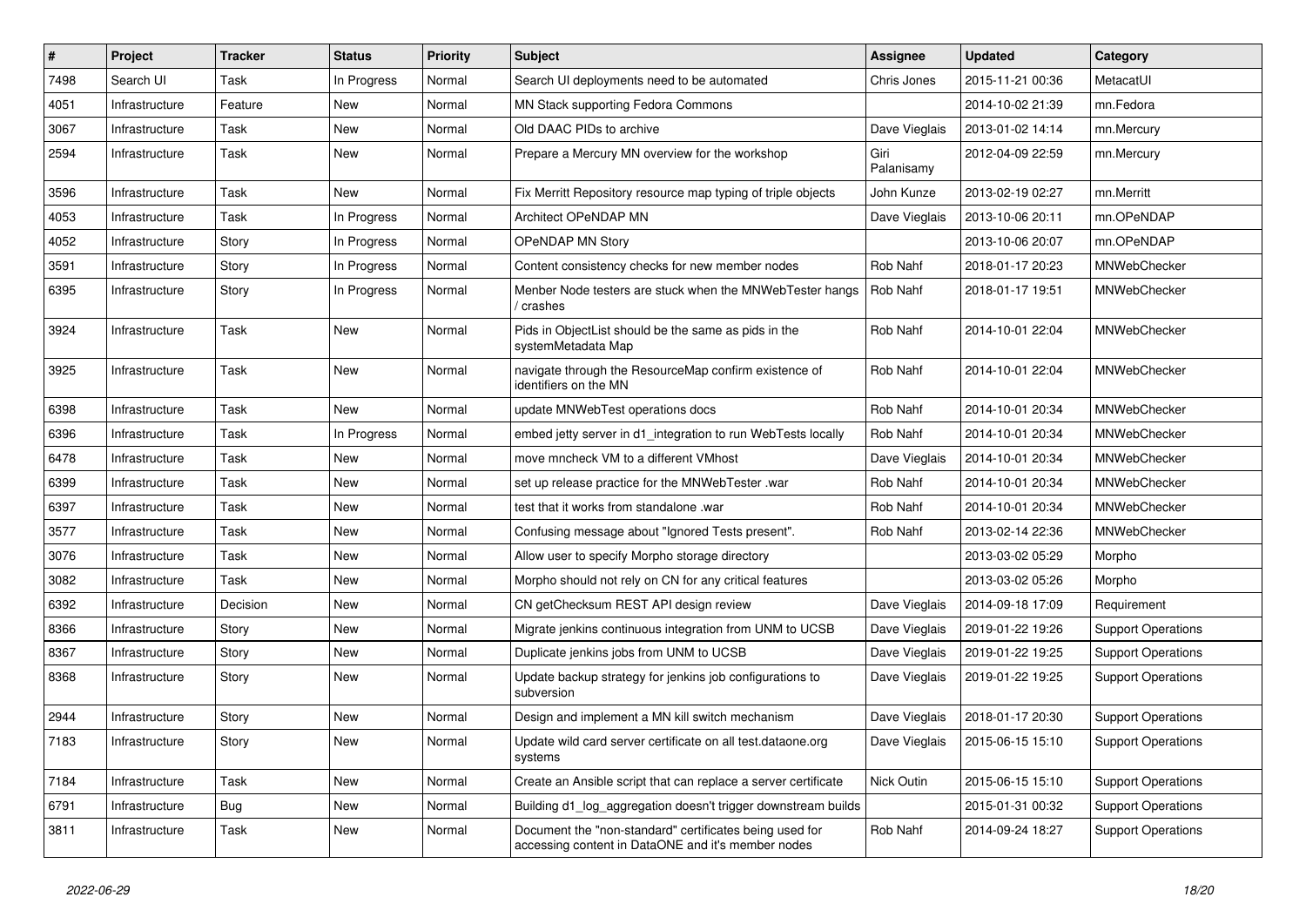| # | Project | Tracker | Status | Priority | Subject | Assignee | Updated | Category |
|---|---|---|---|---|---|---|---|---|
| 7498 | Search UI | Task | In Progress | Normal | Search UI deployments need to be automated | Chris Jones | 2015-11-21 00:36 | MetacatUI |
| 4051 | Infrastructure | Feature | New | Normal | MN Stack supporting Fedora Commons | | 2014-10-02 21:39 | mn.Fedora |
| 3067 | Infrastructure | Task | New | Normal | Old DAAC PIDs to archive | Dave Vieglais | 2013-01-02 14:14 | mn.Mercury |
| 2594 | Infrastructure | Task | New | Normal | Prepare a Mercury MN overview for the workshop | Giri Palanisamy | 2012-04-09 22:59 | mn.Mercury |
| 3596 | Infrastructure | Task | New | Normal | Fix Merritt Repository resource map typing of triple objects | John Kunze | 2013-02-19 02:27 | mn.Merritt |
| 4053 | Infrastructure | Task | In Progress | Normal | Architect OPeNDAP MN | Dave Vieglais | 2013-10-06 20:11 | mn.OPeNDAP |
| 4052 | Infrastructure | Story | In Progress | Normal | OPeNDAP MN Story | | 2013-10-06 20:07 | mn.OPeNDAP |
| 3591 | Infrastructure | Story | In Progress | Normal | Content consistency checks for new member nodes | Rob Nahf | 2018-01-17 20:23 | MNWebChecker |
| 6395 | Infrastructure | Story | In Progress | Normal | Menber Node testers are stuck when the MNWebTester hangs / crashes | Rob Nahf | 2018-01-17 19:51 | MNWebChecker |
| 3924 | Infrastructure | Task | New | Normal | Pids in ObjectList should be the same as pids in the systemMetadata Map | Rob Nahf | 2014-10-01 22:04 | MNWebChecker |
| 3925 | Infrastructure | Task | New | Normal | navigate through the ResourceMap confirm existence of identifiers on the MN | Rob Nahf | 2014-10-01 22:04 | MNWebChecker |
| 6398 | Infrastructure | Task | New | Normal | update MNWebTest operations docs | Rob Nahf | 2014-10-01 20:34 | MNWebChecker |
| 6396 | Infrastructure | Task | In Progress | Normal | embed jetty server in d1_integration to run WebTests locally | Rob Nahf | 2014-10-01 20:34 | MNWebChecker |
| 6478 | Infrastructure | Task | New | Normal | move mncheck VM to a different VMhost | Dave Vieglais | 2014-10-01 20:34 | MNWebChecker |
| 6399 | Infrastructure | Task | New | Normal | set up release practice for the MNWebTester .war | Rob Nahf | 2014-10-01 20:34 | MNWebChecker |
| 6397 | Infrastructure | Task | New | Normal | test that it works from standalone .war | Rob Nahf | 2014-10-01 20:34 | MNWebChecker |
| 3577 | Infrastructure | Task | New | Normal | Confusing message about "Ignored Tests present". | Rob Nahf | 2013-02-14 22:36 | MNWebChecker |
| 3076 | Infrastructure | Task | New | Normal | Allow user to specify Morpho storage directory | | 2013-03-02 05:29 | Morpho |
| 3082 | Infrastructure | Task | New | Normal | Morpho should not rely on CN for any critical features | | 2013-03-02 05:26 | Morpho |
| 6392 | Infrastructure | Decision | New | Normal | CN getChecksum REST API design review | Dave Vieglais | 2014-09-18 17:09 | Requirement |
| 8366 | Infrastructure | Story | New | Normal | Migrate jenkins continuous integration from UNM to UCSB | Dave Vieglais | 2019-01-22 19:26 | Support Operations |
| 8367 | Infrastructure | Story | New | Normal | Duplicate jenkins jobs from UNM to UCSB | Dave Vieglais | 2019-01-22 19:25 | Support Operations |
| 8368 | Infrastructure | Story | New | Normal | Update backup strategy for jenkins job configurations to subversion | Dave Vieglais | 2019-01-22 19:25 | Support Operations |
| 2944 | Infrastructure | Story | New | Normal | Design and implement a MN kill switch mechanism | Dave Vieglais | 2018-01-17 20:30 | Support Operations |
| 7183 | Infrastructure | Story | New | Normal | Update wild card server certificate on all test.dataone.org systems | Dave Vieglais | 2015-06-15 15:10 | Support Operations |
| 7184 | Infrastructure | Task | New | Normal | Create an Ansible script that can replace a server certificate | Nick Outin | 2015-06-15 15:10 | Support Operations |
| 6791 | Infrastructure | Bug | New | Normal | Building d1_log_aggregation doesn't trigger downstream builds | | 2015-01-31 00:32 | Support Operations |
| 3811 | Infrastructure | Task | New | Normal | Document the "non-standard" certificates being used for accessing content in DataONE and it's member nodes | Rob Nahf | 2014-09-24 18:27 | Support Operations |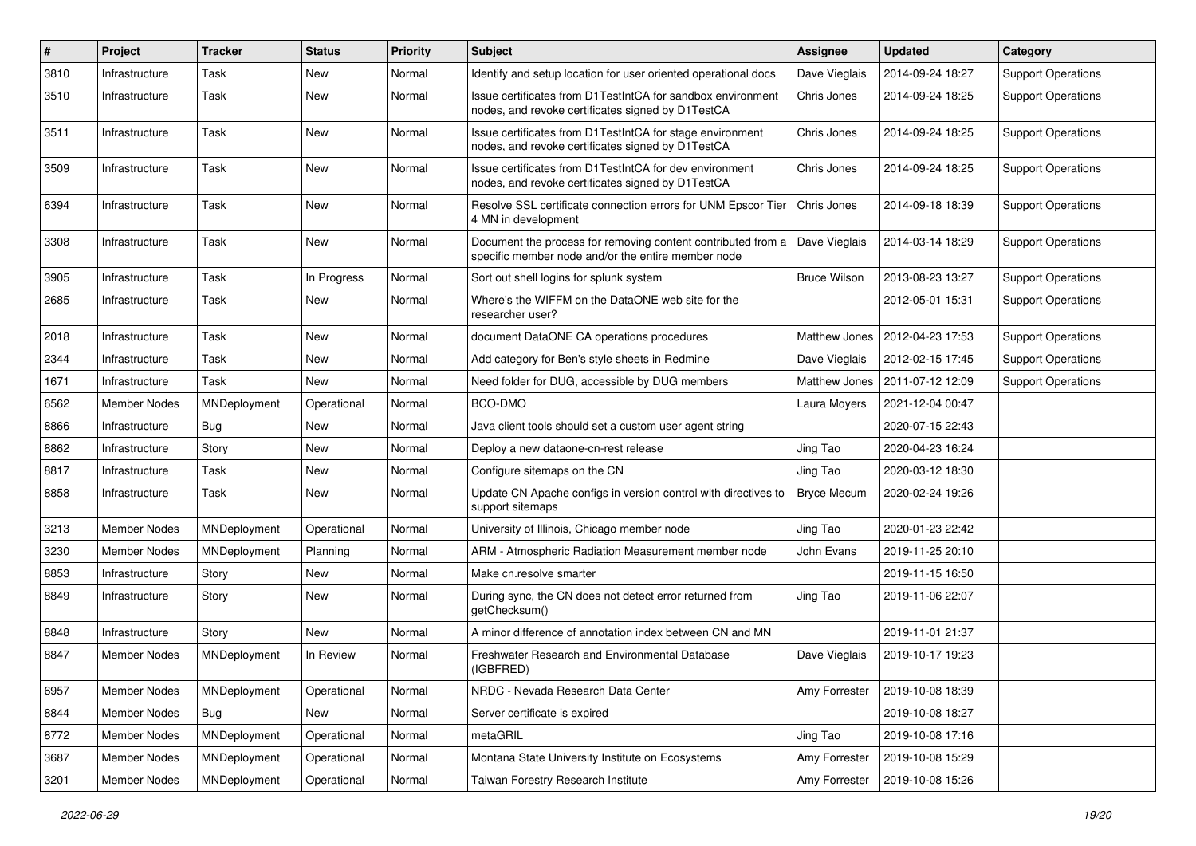| # | Project | Tracker | Status | Priority | Subject | Assignee | Updated | Category |
|---|---|---|---|---|---|---|---|---|
| 3810 | Infrastructure | Task | New | Normal | Identify and setup location for user oriented operational docs | Dave Vieglais | 2014-09-24 18:27 | Support Operations |
| 3510 | Infrastructure | Task | New | Normal | Issue certificates from D1TestIntCA for sandbox environment nodes, and revoke certificates signed by D1TestCA | Chris Jones | 2014-09-24 18:25 | Support Operations |
| 3511 | Infrastructure | Task | New | Normal | Issue certificates from D1TestIntCA for stage environment nodes, and revoke certificates signed by D1TestCA | Chris Jones | 2014-09-24 18:25 | Support Operations |
| 3509 | Infrastructure | Task | New | Normal | Issue certificates from D1TestIntCA for dev environment nodes, and revoke certificates signed by D1TestCA | Chris Jones | 2014-09-24 18:25 | Support Operations |
| 6394 | Infrastructure | Task | New | Normal | Resolve SSL certificate connection errors for UNM Epscor Tier 4 MN in development | Chris Jones | 2014-09-18 18:39 | Support Operations |
| 3308 | Infrastructure | Task | New | Normal | Document the process for removing content contributed from a specific member node and/or the entire member node | Dave Vieglais | 2014-03-14 18:29 | Support Operations |
| 3905 | Infrastructure | Task | In Progress | Normal | Sort out shell logins for splunk system | Bruce Wilson | 2013-08-23 13:27 | Support Operations |
| 2685 | Infrastructure | Task | New | Normal | Where's the WIFFM on the DataONE web site for the researcher user? | | 2012-05-01 15:31 | Support Operations |
| 2018 | Infrastructure | Task | New | Normal | document DataONE CA operations procedures | Matthew Jones | 2012-04-23 17:53 | Support Operations |
| 2344 | Infrastructure | Task | New | Normal | Add category for Ben's style sheets in Redmine | Dave Vieglais | 2012-02-15 17:45 | Support Operations |
| 1671 | Infrastructure | Task | New | Normal | Need folder for DUG, accessible by DUG members | Matthew Jones | 2011-07-12 12:09 | Support Operations |
| 6562 | Member Nodes | MNDeployment | Operational | Normal | BCO-DMO | Laura Moyers | 2021-12-04 00:47 | |
| 8866 | Infrastructure | Bug | New | Normal | Java client tools should set a custom user agent string | | 2020-07-15 22:43 | |
| 8862 | Infrastructure | Story | New | Normal | Deploy a new dataone-cn-rest release | Jing Tao | 2020-04-23 16:24 | |
| 8817 | Infrastructure | Task | New | Normal | Configure sitemaps on the CN | Jing Tao | 2020-03-12 18:30 | |
| 8858 | Infrastructure | Task | New | Normal | Update CN Apache configs in version control with directives to support sitemaps | Bryce Mecum | 2020-02-24 19:26 | |
| 3213 | Member Nodes | MNDeployment | Operational | Normal | University of Illinois, Chicago member node | Jing Tao | 2020-01-23 22:42 | |
| 3230 | Member Nodes | MNDeployment | Planning | Normal | ARM - Atmospheric Radiation Measurement member node | John Evans | 2019-11-25 20:10 | |
| 8853 | Infrastructure | Story | New | Normal | Make cn.resolve smarter | | 2019-11-15 16:50 | |
| 8849 | Infrastructure | Story | New | Normal | During sync, the CN does not detect error returned from getChecksum() | Jing Tao | 2019-11-06 22:07 | |
| 8848 | Infrastructure | Story | New | Normal | A minor difference of annotation index between CN and MN | | 2019-11-01 21:37 | |
| 8847 | Member Nodes | MNDeployment | In Review | Normal | Freshwater Research and Environmental Database (IGBFRED) | Dave Vieglais | 2019-10-17 19:23 | |
| 6957 | Member Nodes | MNDeployment | Operational | Normal | NRDC - Nevada Research Data Center | Amy Forrester | 2019-10-08 18:39 | |
| 8844 | Member Nodes | Bug | New | Normal | Server certificate is expired | | 2019-10-08 18:27 | |
| 8772 | Member Nodes | MNDeployment | Operational | Normal | metaGRIL | Jing Tao | 2019-10-08 17:16 | |
| 3687 | Member Nodes | MNDeployment | Operational | Normal | Montana State University Institute on Ecosystems | Amy Forrester | 2019-10-08 15:29 | |
| 3201 | Member Nodes | MNDeployment | Operational | Normal | Taiwan Forestry Research Institute | Amy Forrester | 2019-10-08 15:26 | |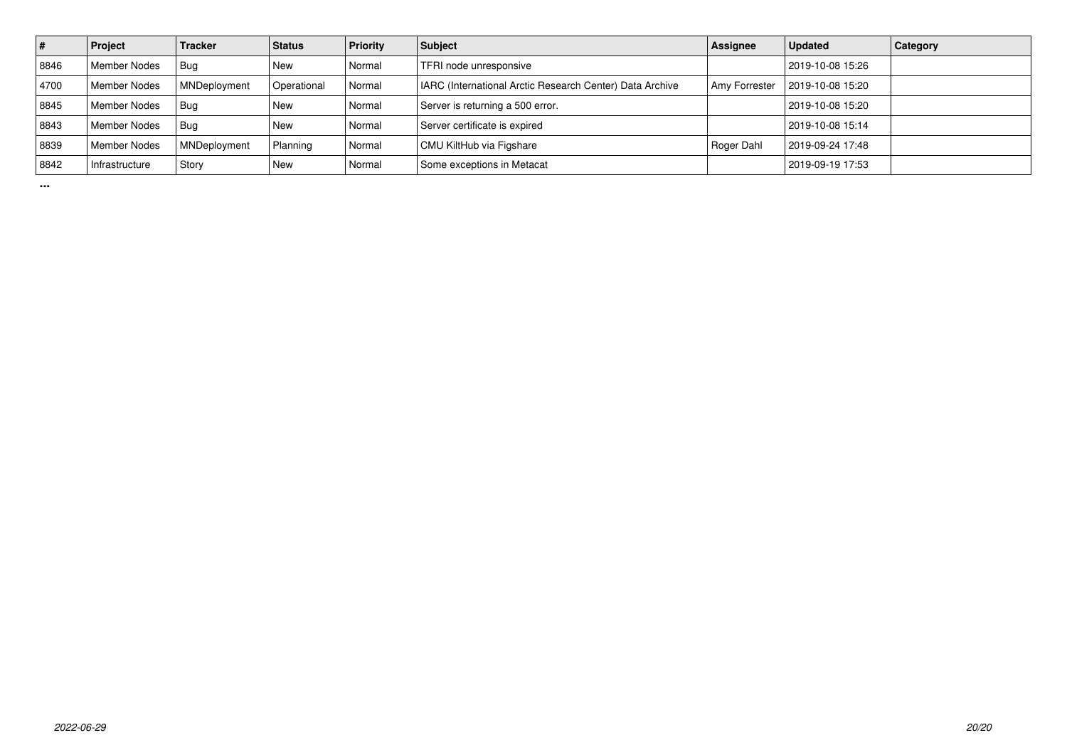| # | Project | Tracker | Status | Priority | Subject | Assignee | Updated | Category |
|---|---|---|---|---|---|---|---|---|
| 8846 | Member Nodes | Bug | New | Normal | TFRI node unresponsive | | 2019-10-08 15:26 | |
| 4700 | Member Nodes | MNDeployment | Operational | Normal | IARC (International Arctic Research Center) Data Archive | Amy Forrester | 2019-10-08 15:20 | |
| 8845 | Member Nodes | Bug | New | Normal | Server is returning a 500 error. | | 2019-10-08 15:20 | |
| 8843 | Member Nodes | Bug | New | Normal | Server certificate is expired | | 2019-10-08 15:14 | |
| 8839 | Member Nodes | MNDeployment | Planning | Normal | CMU KiltHub via Figshare | Roger Dahl | 2019-09-24 17:48 | |
| 8842 | Infrastructure | Story | New | Normal | Some exceptions in Metacat | | 2019-09-19 17:53 | |

...